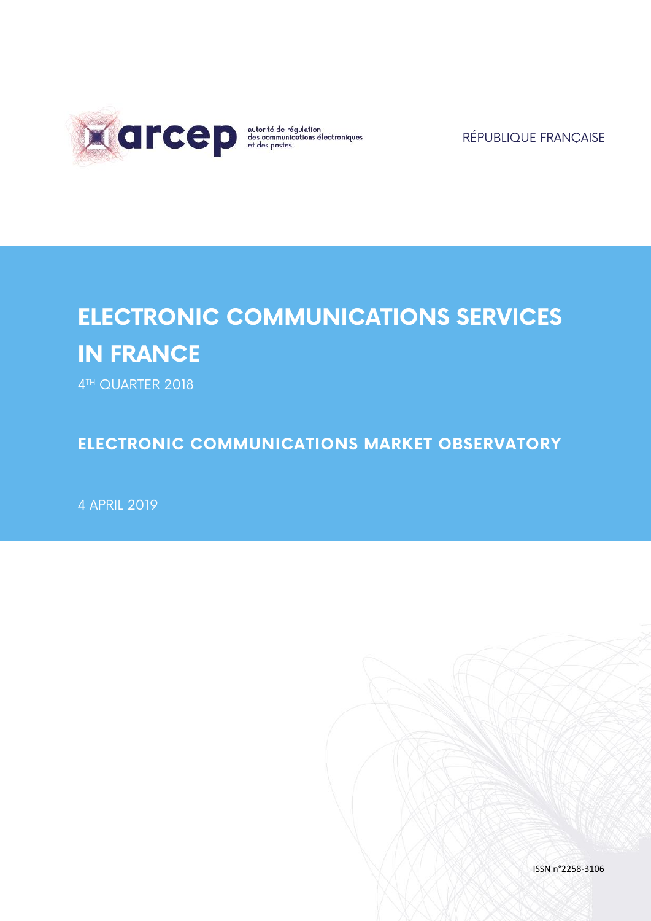arcep — autorité de régulation des communications électroniques et des postes

RÉPUBLIQUE FRANÇAISE

# ELECTRONIC COMMUNICATIONS SERVICES IN FRANCE

4TH QUARTER 2018

## ELECTRONIC COMMUNICATIONS MARKET OBSERVATORY

4 APRIL 2019

ISSN n°2258-3106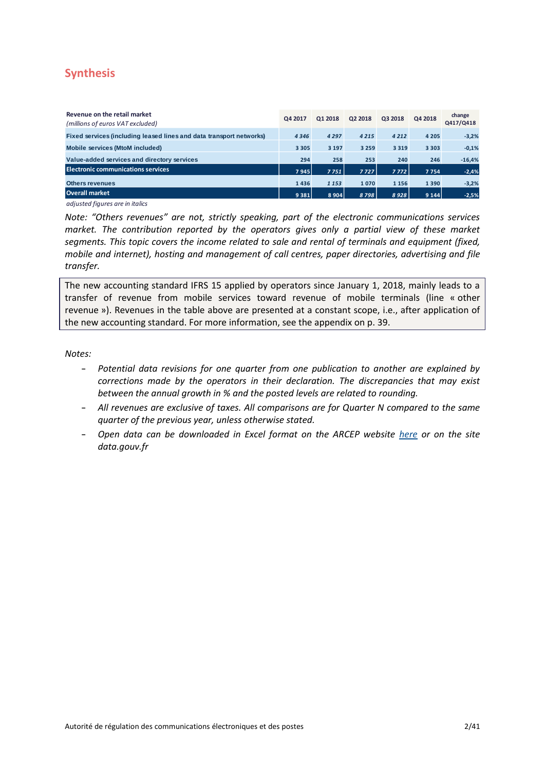## Synthesis

| **Revenue on the retail market** *(millions of euros VAT excluded)* | Q4 2017 | Q1 2018 | Q2 2018 | Q3 2018 | Q4 2018 | change Q417/Q418 |
|---|---|---|---|---|---|---|
| **Fixed services (including leased lines and data transport networks)** | *4 346* | *4 297* | *4 215* | *4 212* | 4 205 | -3,2% |
| **Mobile services (MtoM included)** | 3 305 | 3 197 | 3 259 | 3 319 | 3 303 | -0,1% |
| **Value-added services and directory services** | 294 | 258 | 253 | 240 | 246 | -16,4% |
| **Electronic communications services** | 7 945 | *7 751* | *7 727* | *7 772* | 7 754 | -2,4% |
| **Others revenues** | 1 436 | *1 153* | 1 070 | 1 156 | 1 390 | -3,2% |
| **Overall market** | 9 381 | 8 904 | *8 798* | *8 928* | 9 144 | -2,5% |

*adjusted figures are in italics*

*Note: "Others revenues" are not, strictly speaking, part of the electronic communications services market. The contribution reported by the operators gives only a partial view of these market segments. This topic covers the income related to sale and rental of terminals and equipment (fixed, mobile and internet), hosting and management of call centres, paper directories, advertising and file transfer.*

The new accounting standard IFRS 15 applied by operators since January 1, 2018, mainly leads to a transfer of revenue from mobile services toward revenue of mobile terminals (line « other revenue »). Revenues in the table above are presented at a constant scope, i.e., after application of the new accounting standard. For more information, see the appendix on p. 39.

*Notes:*

- *Potential data revisions for one quarter from one publication to another are explained by corrections made by the operators in their declaration. The discrepancies that may exist between the annual growth in % and the posted levels are related to rounding.*
- *All revenues are exclusive of taxes. All comparisons are for Quarter N compared to the same quarter of the previous year, unless otherwise stated.*
- *Open data can be downloaded in Excel format on the ARCEP website here or on the site data.gouv.fr*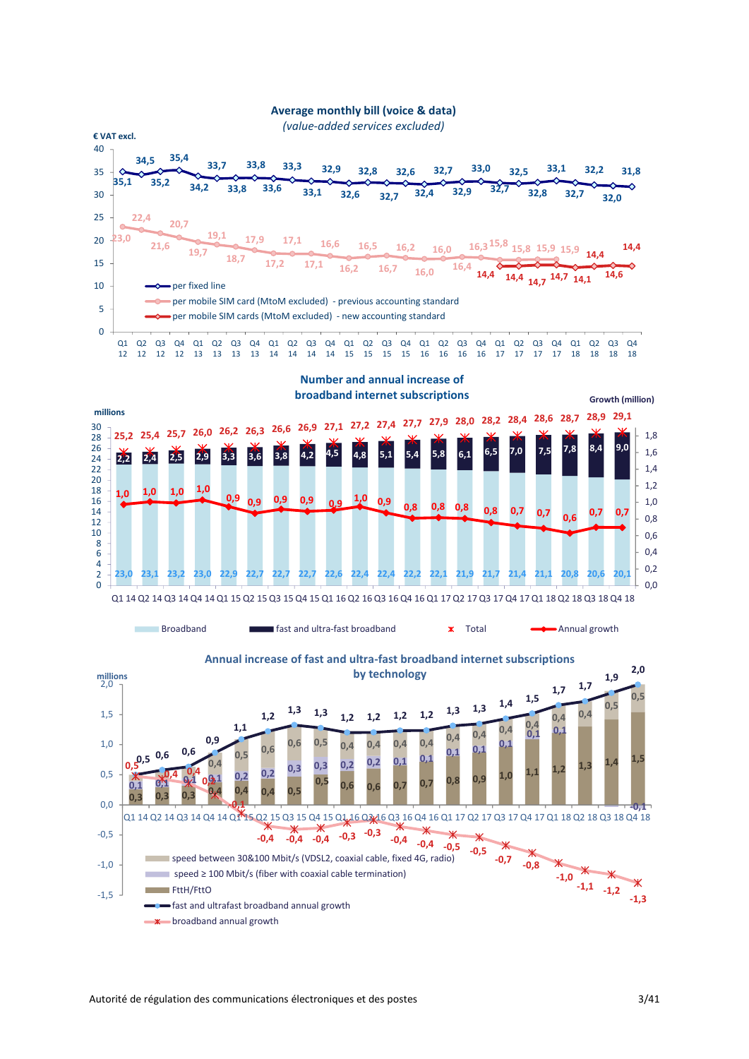## Average monthly bill (voice & data)

*(value-added services excluded)*

€ VAT excl.

| Quarter | per fixed line | per mobile SIM card (MtoM excluded) - previous accounting standard | per mobile SIM cards (MtoM excluded) - new accounting standard |
|---|---|---|---|
| Q1 12 | 35,1 | 23,0 | |
| Q2 12 | 34,5 | 22,4 | |
| Q3 12 | 35,2 | 21,6 | |
| Q4 12 | 35,4 | 20,7 | |
| Q1 13 | 34,2 | 19,7 | |
| Q2 13 | 33,7 | 19,1 | |
| Q3 13 | 33,8 | 18,7 | |
| Q4 13 | 33,8 | 17,9 | |
| Q1 14 | 33,6 | 17,2 | |
| Q2 14 | 33,3 | 17,1 | |
| Q3 14 | 33,1 | 17,1 | |
| Q4 14 | 32,9 | 16,6 | |
| Q1 15 | 32,6 | 16,2 | |
| Q2 15 | 32,8 | 16,5 | |
| Q3 15 | 32,7 | 16,7 | |
| Q4 15 | 32,6 | 16,2 | |
| Q1 16 | 32,4 | 16,0 | |
| Q2 16 | 32,7 | 16,0 | |
| Q3 16 | 32,9 | 16,4 | |
| Q4 16 | 33,0 | 16,3 | |
| Q1 17 | 32,7 | 15,8 | 14,4 |
| Q2 17 | 32,5 | 15,8 | 14,4 |
| Q3 17 | 32,8 | 15,9 | 14,7 |
| Q4 17 | 33,1 | 15,9 | 14,7 |
| Q1 18 | 32,7 | | 14,1 |
| Q2 18 | 32,2 | | 14,4 |
| Q3 18 | 32,0 | | 14,6 |
| Q4 18 | 31,8 | | 14,4 |

## Number and annual increase of broadband internet subscriptions

millions / Growth (million)

| Quarter | Broadband | fast and ultra-fast broadband | Total | Annual growth |
|---|---|---|---|---|
| Q1 14 | 23,0 | 2,2 | 25,2 | 1,0 |
| Q2 14 | 23,1 | 2,4 | 25,4 | 1,0 |
| Q3 14 | 23,2 | 2,5 | 25,7 | 1,0 |
| Q4 14 | 23,0 | 2,9 | 26,0 | 1,0 |
| Q1 15 | 22,9 | 3,3 | 26,2 | 0,9 |
| Q2 15 | 22,7 | 3,6 | 26,3 | 0,9 |
| Q3 15 | 22,7 | 3,8 | 26,6 | 0,9 |
| Q4 15 | 22,7 | 4,2 | 26,9 | 0,9 |
| Q1 16 | 22,6 | 4,5 | 27,1 | 0,9 |
| Q2 16 | 22,4 | 4,8 | 27,2 | 1,0 |
| Q3 16 | 22,4 | 5,1 | 27,4 | 0,9 |
| Q4 16 | 22,2 | 5,4 | 27,7 | 0,8 |
| Q1 17 | 22,1 | 5,8 | 27,9 | 0,8 |
| Q2 17 | 21,9 | 6,1 | 28,0 | 0,8 |
| Q3 17 | 21,7 | 6,5 | 28,2 | 0,8 |
| Q4 17 | 21,4 | 7,0 | 28,4 | 0,7 |
| Q1 18 | 21,1 | 7,5 | 28,6 | 0,7 |
| Q2 18 | 20,8 | 7,8 | 28,7 | 0,6 |
| Q3 18 | 20,6 | 8,4 | 28,9 | 0,7 |
| Q4 18 | 20,1 | 9,0 | 29,1 | 0,7 |

## Annual increase of fast and ultra-fast broadband internet subscriptions by technology

millions

| Quarter | FttH/FttO | speed ≥ 100 Mbit/s (fiber with coaxial cable termination) | speed between 30&100 Mbit/s (VDSL2, coaxial cable, fixed 4G, radio) | fast and ultrafast broadband annual growth | broadband annual growth |
|---|---|---|---|---|---|
| Q1 14 | 0,3 | 0,1 | | 0,5 | 0,5 |
| Q2 14 | 0,3 | 0,1 | | 0,6 | 0,4 |
| Q3 14 | 0,3 | 0,1 | | 0,6 | 0,4 |
| Q4 14 | 0,4 | 0,1 | 0,4 | 0,9 | 0,2 |
| Q1 15 | 0,4 | 0,2 | 0,5 | 1,1 | -0,1 |
| Q2 15 | 0,4 | 0,2 | 0,6 | 1,2 | -0,4 |
| Q3 15 | 0,5 | 0,3 | 0,6 | 1,3 | -0,4 |
| Q4 15 | 0,5 | 0,3 | 0,5 | 1,3 | -0,4 |
| Q1 16 | 0,6 | 0,2 | 0,4 | 1,2 | -0,3 |
| Q2 16 | 0,6 | 0,2 | 0,4 | 1,2 | -0,3 |
| Q3 16 | 0,7 | 0,1 | 0,4 | 1,2 | -0,4 |
| Q4 16 | 0,7 | 0,1 | 0,4 | 1,2 | -0,4 |
| Q1 17 | 0,8 | 0,1 | 0,4 | 1,3 | -0,5 |
| Q2 17 | 0,9 | 0,1 | 0,4 | 1,3 | -0,5 |
| Q3 17 | 1,0 | 0,1 | 0,4 | 1,4 | -0,7 |
| Q4 17 | 1,1 | 0,1 | 0,4 | 1,5 | -0,8 |
| Q1 18 | 1,2 | 0,1 | 0,4 | 1,7 | -1,0 |
| Q2 18 | 1,3 | | 0,4 | 1,7 | -1,1 |
| Q3 18 | 1,4 | | 0,5 | 1,9 | -1,2 |
| Q4 18 | 1,5 | -0,1 | 0,5 | 2,0 | -1,3 |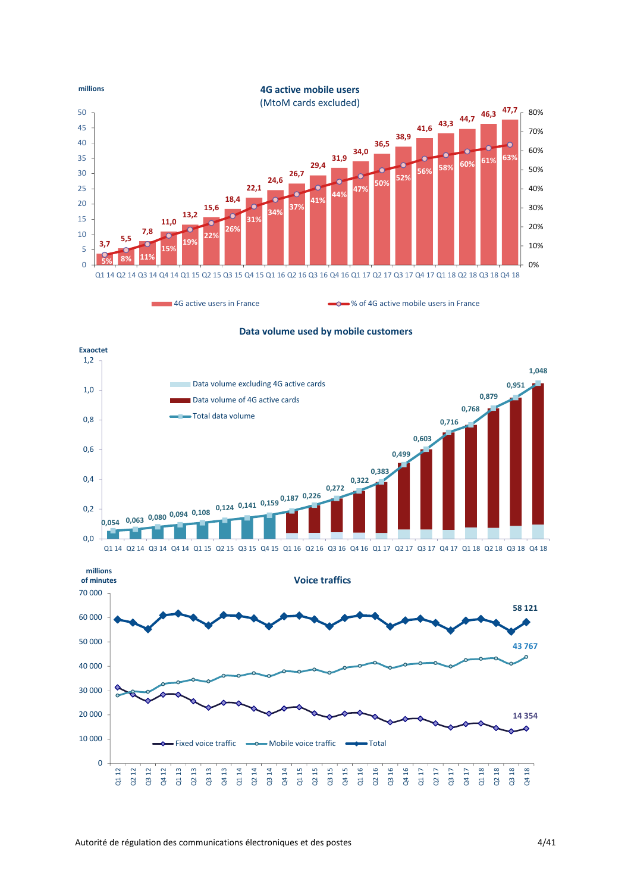## 4G active mobile users

(MtoM cards excluded)

millions

| Quarter | 4G active users in France (millions) | % of 4G active mobile users in France |
|---|---|---|
| Q1 14 | 3,7 | 5% |
| Q2 14 | 5,5 | 8% |
| Q3 14 | 7,8 | 11% |
| Q4 14 | 11,0 | 15% |
| Q1 15 | 13,2 | 19% |
| Q2 15 | 15,6 | 22% |
| Q3 15 | 18,4 | 26% |
| Q4 15 | 22,1 | 31% |
| Q1 16 | 24,6 | 34% |
| Q2 16 | 26,7 | 37% |
| Q3 16 | 29,4 | 41% |
| Q4 16 | 31,9 | 44% |
| Q1 17 | 34,0 | 47% |
| Q2 17 | 36,5 | 50% |
| Q3 17 | 38,9 | 52% |
| Q4 17 | 41,6 | 56% |
| Q1 18 | 43,3 | 58% |
| Q2 18 | 44,7 | 60% |
| Q3 18 | 46,3 | 61% |
| Q4 18 | 47,7 | 63% |

## Data volume used by mobile customers

Exaoctet

| Quarter | Total data volume |
|---|---|
| Q1 14 | 0,054 |
| Q2 14 | 0,063 |
| Q3 14 | 0,080 |
| Q4 14 | 0,094 |
| Q1 15 | 0,108 |
| Q2 15 | 0,124 |
| Q3 15 | 0,141 |
| Q4 15 | 0,159 |
| Q1 16 | 0,187 |
| Q2 16 | 0,226 |
| Q3 16 | 0,272 |
| Q4 16 | 0,322 |
| Q1 17 | 0,383 |
| Q2 17 | 0,499 |
| Q3 17 | 0,603 |
| Q4 17 | 0,716 |
| Q1 18 | 0,768 |
| Q2 18 | 0,879 |
| Q3 18 | 0,951 |
| Q4 18 | 1,048 |

Legend: Data volume excluding 4G active cards; Data volume of 4G active cards; Total data volume

## Voice traffics

millions of minutes

| Series | Q4 18 |
|---|---|
| Total | 58 121 |
| Mobile voice traffic | 43 767 |
| Fixed voice traffic | 14 354 |

Legend: Fixed voice traffic; Mobile voice traffic; Total (Q1 12 – Q4 18)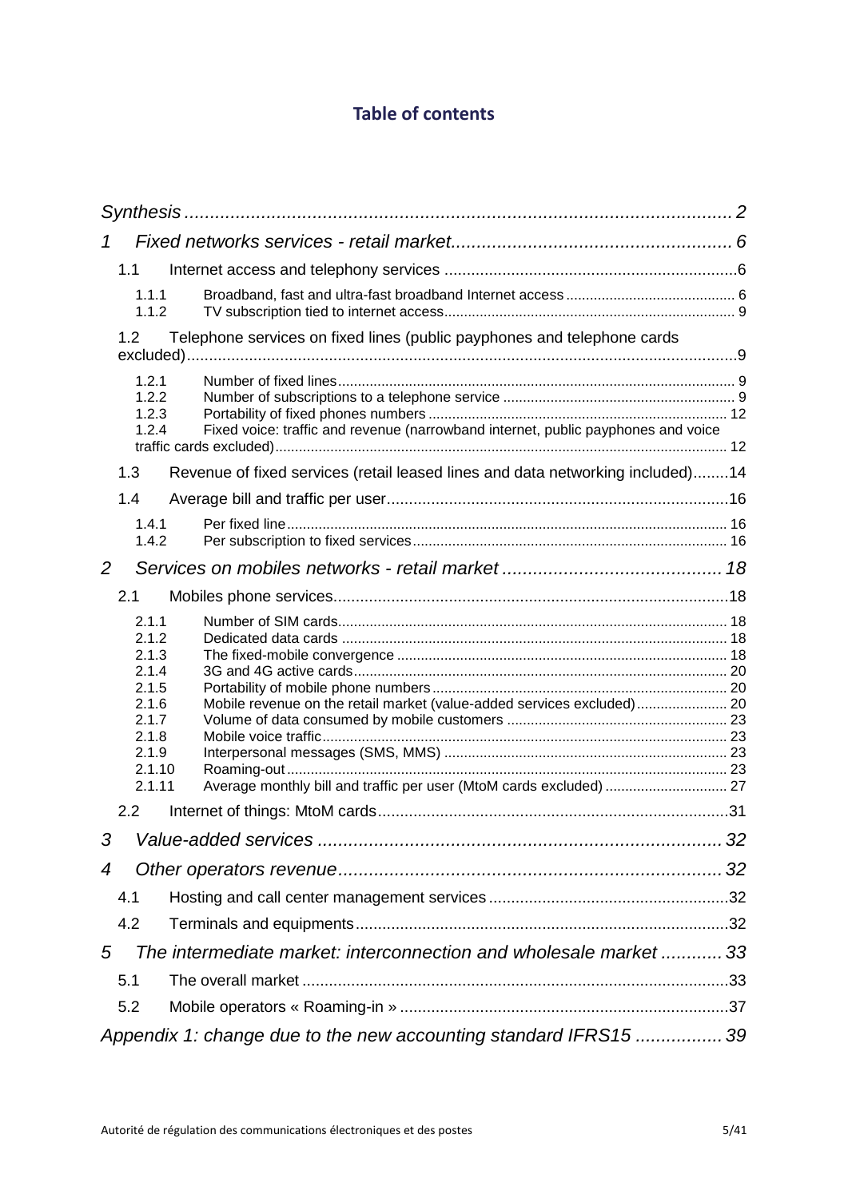# Table of contents

| | | |
|---|---|---|
| *Synthesis* | | 2 |
| 1 | *Fixed networks services - retail market* | 6 |
| 1.1 | Internet access and telephony services | 6 |
| 1.1.1 | Broadband, fast and ultra-fast broadband Internet access | 6 |
| 1.1.2 | TV subscription tied to internet access | 9 |
| 1.2 | Telephone services on fixed lines (public payphones and telephone cards excluded) | 9 |
| 1.2.1 | Number of fixed lines | 9 |
| 1.2.2 | Number of subscriptions to a telephone service | 9 |
| 1.2.3 | Portability of fixed phones numbers | 12 |
| 1.2.4 | Fixed voice: traffic and revenue (narrowband internet, public payphones and voice traffic cards excluded) | 12 |
| 1.3 | Revenue of fixed services (retail leased lines and data networking included) | 14 |
| 1.4 | Average bill and traffic per user | 16 |
| 1.4.1 | Per fixed line | 16 |
| 1.4.2 | Per subscription to fixed services | 16 |
| 2 | *Services on mobiles networks - retail market* | 18 |
| 2.1 | Mobiles phone services | 18 |
| 2.1.1 | Number of SIM cards | 18 |
| 2.1.2 | Dedicated data cards | 18 |
| 2.1.3 | The fixed-mobile convergence | 18 |
| 2.1.4 | 3G and 4G active cards | 20 |
| 2.1.5 | Portability of mobile phone numbers | 20 |
| 2.1.6 | Mobile revenue on the retail market (value-added services excluded) | 20 |
| 2.1.7 | Volume of data consumed by mobile customers | 23 |
| 2.1.8 | Mobile voice traffic | 23 |
| 2.1.9 | Interpersonal messages (SMS, MMS) | 23 |
| 2.1.10 | Roaming-out | 23 |
| 2.1.11 | Average monthly bill and traffic per user (MtoM cards excluded) | 27 |
| 2.2 | Internet of things: MtoM cards | 31 |
| 3 | *Value-added services* | 32 |
| 4 | *Other operators revenue* | 32 |
| 4.1 | Hosting and call center management services | 32 |
| 4.2 | Terminals and equipments | 32 |
| 5 | *The intermediate market: interconnection and wholesale market* | 33 |
| 5.1 | The overall market | 33 |
| 5.2 | Mobile operators « Roaming-in » | 37 |
| *Appendix 1: change due to the new accounting standard IFRS15* | | 39 |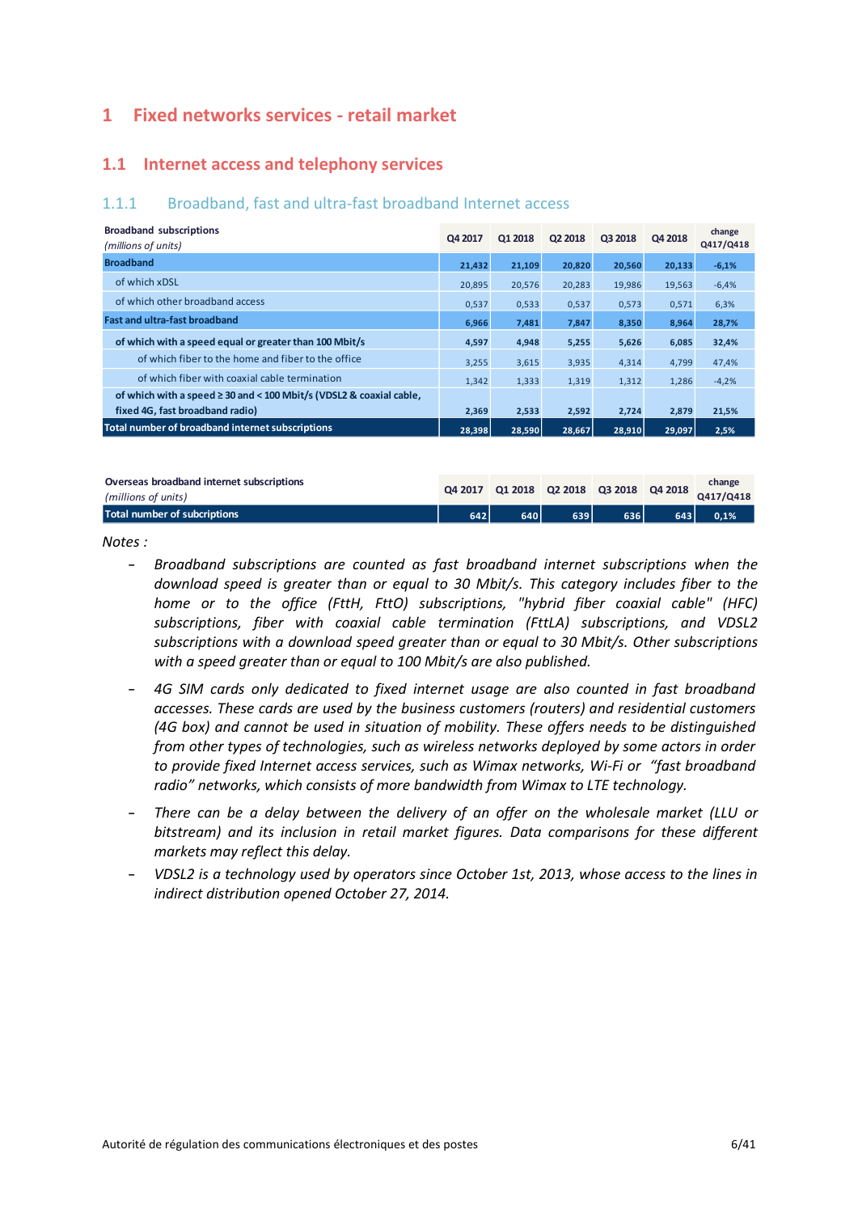# 1 Fixed networks services - retail market

## 1.1 Internet access and telephony services

### 1.1.1 Broadband, fast and ultra-fast broadband Internet access

| **Broadband subscriptions** *(millions of units)* | Q4 2017 | Q1 2018 | Q2 2018 | Q3 2018 | Q4 2018 | change Q417/Q418 |
|---|---|---|---|---|---|---|
| **Broadband** | **21,432** | **21,109** | **20,820** | **20,560** | **20,133** | **-6,1%** |
| of which xDSL | 20,895 | 20,576 | 20,283 | 19,986 | 19,563 | -6,4% |
| of which other broadband access | 0,537 | 0,533 | 0,537 | 0,573 | 0,571 | 6,3% |
| **Fast and ultra-fast broadband** | **6,966** | **7,481** | **7,847** | **8,350** | **8,964** | **28,7%** |
| **of which with a speed equal or greater than 100 Mbit/s** | **4,597** | **4,948** | **5,255** | **5,626** | **6,085** | **32,4%** |
| of which fiber to the home and fiber to the office | 3,255 | 3,615 | 3,935 | 4,314 | 4,799 | 47,4% |
| of which fiber with coaxial cable termination | 1,342 | 1,333 | 1,319 | 1,312 | 1,286 | -4,2% |
| **of which with a speed ≥ 30 and < 100 Mbit/s (VDSL2 & coaxial cable, fixed 4G, fast broadband radio)** | **2,369** | **2,533** | **2,592** | **2,724** | **2,879** | **21,5%** |
| **Total number of broadband internet subscriptions** | **28,398** | **28,590** | **28,667** | **28,910** | **29,097** | **2,5%** |

| **Overseas broadband internet subscriptions** *(millions of units)* | Q4 2017 | Q1 2018 | Q2 2018 | Q3 2018 | Q4 2018 | change Q417/Q418 |
|---|---|---|---|---|---|---|
| **Total number of subcriptions** | **642** | **640** | **639** | **636** | **643** | **0,1%** |

*Notes :*

- *Broadband subscriptions are counted as fast broadband internet subscriptions when the download speed is greater than or equal to 30 Mbit/s. This category includes fiber to the home or to the office (FttH, FttO) subscriptions, "hybrid fiber coaxial cable" (HFC) subscriptions, fiber with coaxial cable termination (FttLA) subscriptions, and VDSL2 subscriptions with a download speed greater than or equal to 30 Mbit/s. Other subscriptions with a speed greater than or equal to 100 Mbit/s are also published.*
- *4G SIM cards only dedicated to fixed internet usage are also counted in fast broadband accesses. These cards are used by the business customers (routers) and residential customers (4G box) and cannot be used in situation of mobility. These offers needs to be distinguished from other types of technologies, such as wireless networks deployed by some actors in order to provide fixed Internet access services, such as Wimax networks, Wi-Fi or "fast broadband radio" networks, which consists of more bandwidth from Wimax to LTE technology.*
- *There can be a delay between the delivery of an offer on the wholesale market (LLU or bitstream) and its inclusion in retail market figures. Data comparisons for these different markets may reflect this delay.*
- *VDSL2 is a technology used by operators since October 1st, 2013, whose access to the lines in indirect distribution opened October 27, 2014.*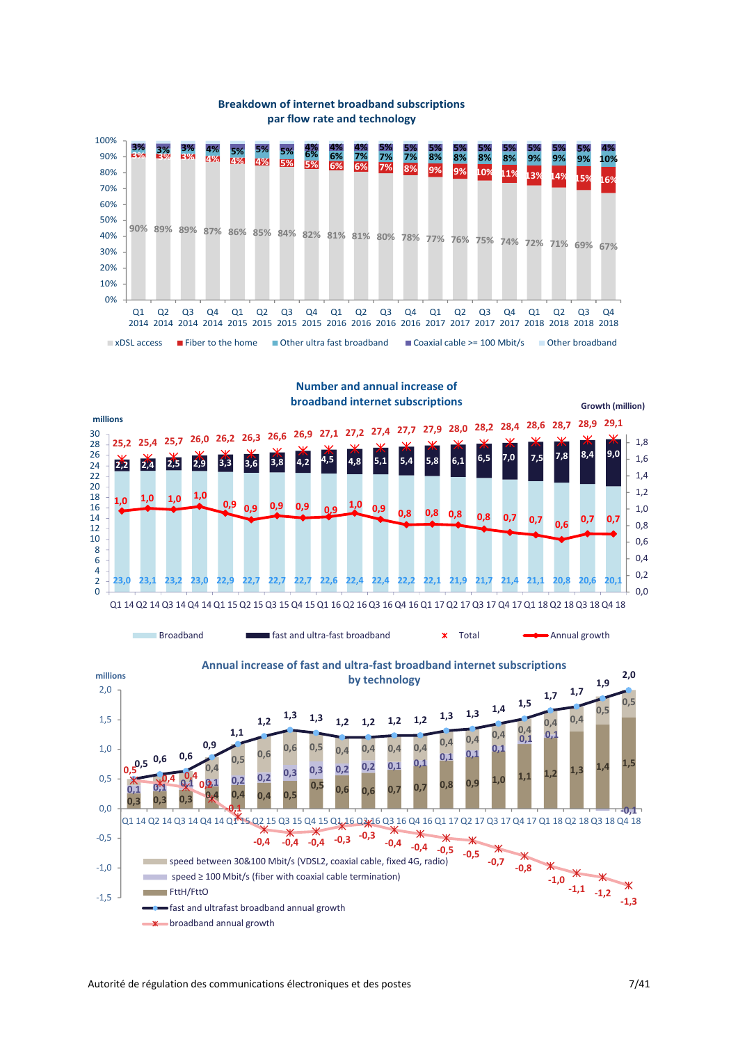## Breakdown of internet broadband subscriptions par flow rate and technology

| Quarter | xDSL access | Fiber to the home | Other ultra fast broadband | Coaxial cable >= 100 Mbit/s |
|---|---|---|---|---|
| Q1 2014 | 90% | 3% | | 3% |
| Q2 2014 | 89% | 3% | | 3% |
| Q3 2014 | 89% | 3% | | 3% |
| Q4 2014 | 87% | 4% | | 4% |
| Q1 2015 | 86% | 4% | | 5% |
| Q2 2015 | 85% | 4% | | 5% |
| Q3 2015 | 84% | 5% | | 5% |
| Q4 2015 | 82% | 5% | 6% | 4% |
| Q1 2016 | 81% | 6% | 6% | 4% |
| Q2 2016 | 81% | 6% | 7% | 4% |
| Q3 2016 | 80% | 7% | 7% | 5% |
| Q4 2016 | 78% | 8% | 7% | 5% |
| Q1 2017 | 77% | 9% | 8% | 5% |
| Q2 2017 | 76% | 9% | 8% | 5% |
| Q3 2017 | 75% | 10% | 8% | 5% |
| Q4 2017 | 74% | 11% | 8% | 5% |
| Q1 2018 | 72% | 13% | 9% | 5% |
| Q2 2018 | 71% | 14% | 9% | 5% |
| Q3 2018 | 69% | 15% | 9% | 5% |
| Q4 2018 | 67% | 16% | 10% | 4% |

xDSL access · Fiber to the home · Other ultra fast broadband · Coaxial cable >= 100 Mbit/s · Other broadband

## Number and annual increase of broadband internet subscriptions

millions / Growth (million)

| Quarter | Broadband | fast and ultra-fast broadband | Total | Annual growth |
|---|---|---|---|---|
| Q1 14 | 23,0 | 2,2 | 25,2 | 1,0 |
| Q2 14 | 23,1 | 2,4 | 25,4 | 1,0 |
| Q3 14 | 23,2 | 2,5 | 25,7 | 1,0 |
| Q4 14 | 23,0 | 2,9 | 26,0 | 1,0 |
| Q1 15 | 22,9 | 3,3 | 26,2 | 0,9 |
| Q2 15 | 22,7 | 3,6 | 26,3 | 0,9 |
| Q3 15 | 22,7 | 3,8 | 26,6 | 0,9 |
| Q4 15 | 22,7 | 4,2 | 26,9 | 0,9 |
| Q1 16 | 22,6 | 4,5 | 27,1 | 0,9 |
| Q2 16 | 22,4 | 4,8 | 27,2 | 1,0 |
| Q3 16 | 22,4 | 5,1 | 27,4 | 0,9 |
| Q4 16 | 22,2 | 5,4 | 27,7 | 0,8 |
| Q1 17 | 22,1 | 5,8 | 27,9 | 0,8 |
| Q2 17 | 21,9 | 6,1 | 28,0 | 0,8 |
| Q3 17 | 21,7 | 6,5 | 28,2 | 0,8 |
| Q4 17 | 21,4 | 7,0 | 28,4 | 0,7 |
| Q1 18 | 21,1 | 7,5 | 28,6 | 0,7 |
| Q2 18 | 20,8 | 7,8 | 28,7 | 0,6 |
| Q3 18 | 20,6 | 8,4 | 28,9 | 0,7 |
| Q4 18 | 20,1 | 9,0 | 29,1 | 0,7 |

## Annual increase of fast and ultra-fast broadband internet subscriptions by technology

millions

| Quarter | FttH/FttO | speed ≥ 100 Mbit/s (fiber with coaxial cable termination) | speed between 30&100 Mbit/s (VDSL2, coaxial cable, fixed 4G, radio) | fast and ultrafast broadband annual growth | broadband annual growth |
|---|---|---|---|---|---|
| Q1 14 | 0,3 | 0,1 | | 0,5 | 0,5 |
| Q2 14 | 0,3 | 0,1 | | 0,6 | 0,4 |
| Q3 14 | 0,3 | 0,1 | | 0,6 | 0,4 |
| Q4 14 | 0,4 | 0,1 | 0,4 | 0,9 | 0,1 |
| Q1 15 | 0,4 | 0,2 | 0,5 | 1,1 | -0,1 |
| Q2 15 | 0,4 | 0,2 | 0,6 | 1,2 | -0,4 |
| Q3 15 | 0,5 | 0,3 | 0,6 | 1,3 | -0,4 |
| Q4 15 | 0,5 | 0,3 | 0,5 | 1,3 | -0,4 |
| Q1 16 | 0,6 | 0,2 | 0,4 | 1,2 | -0,3 |
| Q2 16 | 0,6 | 0,2 | 0,4 | 1,2 | -0,3 |
| Q3 16 | 0,7 | 0,1 | 0,4 | 1,2 | -0,4 |
| Q4 16 | 0,7 | 0,1 | 0,4 | 1,2 | -0,4 |
| Q1 17 | 0,8 | 0,1 | 0,4 | 1,3 | -0,5 |
| Q2 17 | 0,9 | 0,1 | 0,4 | 1,3 | -0,5 |
| Q3 17 | 1,0 | 0,1 | 0,4 | 1,4 | -0,7 |
| Q4 17 | 1,1 | 0,1 | 0,4 | 1,5 | -0,8 |
| Q1 18 | 1,2 | 0,1 | 0,4 | 1,7 | -1,0 |
| Q2 18 | 1,3 | | 0,4 | 1,7 | -1,1 |
| Q3 18 | 1,4 | | 0,5 | 1,9 | -1,2 |
| Q4 18 | 1,5 | -0,1 | 0,5 | 2,0 | -1,3 |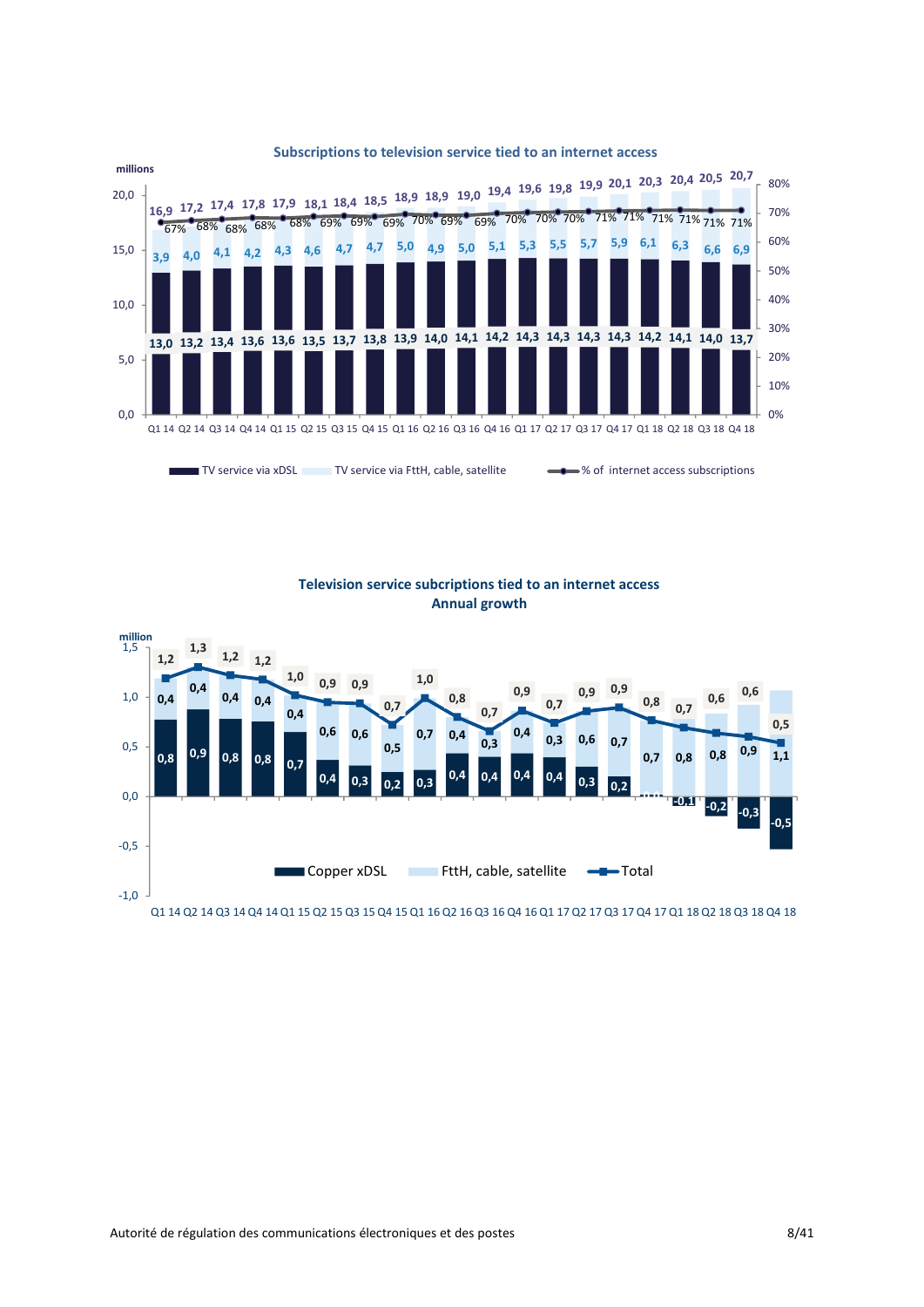## Subscriptions to television service tied to an internet access

*(millions)*

| Quarter | TV service via xDSL | TV service via FttH, cable, satellite | Total | % of internet access subscriptions |
|---|---|---|---|---|
| Q1 14 | 13,0 | 3,9 | 16,9 | 67% |
| Q2 14 | 13,2 | 4,0 | 17,2 | 68% |
| Q3 14 | 13,4 | 4,1 | 17,4 | 68% |
| Q4 14 | 13,6 | 4,2 | 17,8 | 68% |
| Q1 15 | 13,6 | 4,3 | 17,9 | 68% |
| Q2 15 | 13,5 | 4,6 | 18,1 | 69% |
| Q3 15 | 13,7 | 4,7 | 18,4 | 69% |
| Q4 15 | 13,8 | 4,7 | 18,5 | 69% |
| Q1 16 | 13,9 | 5,0 | 18,9 | 70% |
| Q2 16 | 14,0 | 4,9 | 18,9 | 69% |
| Q3 16 | 14,1 | 5,0 | 19,0 | 69% |
| Q4 16 | 14,2 | 5,1 | 19,4 | 70% |
| Q1 17 | 14,3 | 5,3 | 19,6 | 70% |
| Q2 17 | 14,3 | 5,5 | 19,8 | 70% |
| Q3 17 | 14,3 | 5,7 | 19,9 | 71% |
| Q4 17 | 14,3 | 5,9 | 20,1 | 71% |
| Q1 18 | 14,2 | 6,1 | 20,3 | 71% |
| Q2 18 | 14,1 | 6,3 | 20,4 | 71% |
| Q3 18 | 14,0 | 6,6 | 20,5 | 71% |
| Q4 18 | 13,7 | 6,9 | 20,7 | 71% |

## Television service subcriptions tied to an internet access
## Annual growth

*(million)*

| Quarter | Copper xDSL | FttH, cable, satellite | Total |
|---|---|---|---|
| Q1 14 | 0,8 | 0,4 | 1,2 |
| Q2 14 | 0,9 | 0,4 | 1,3 |
| Q3 14 | 0,8 | 0,4 | 1,2 |
| Q4 14 | 0,8 | 0,4 | 1,2 |
| Q1 15 | 0,7 | 0,4 | 1,0 |
| Q2 15 | 0,4 | 0,6 | 0,9 |
| Q3 15 | 0,3 | 0,6 | 0,9 |
| Q4 15 | 0,2 | 0,5 | 0,7 |
| Q1 16 | 0,3 | 0,7 | 1,0 |
| Q2 16 | 0,4 | 0,4 | 0,8 |
| Q3 16 | 0,4 | 0,3 | 0,7 |
| Q4 16 | 0,4 | 0,4 | 0,9 |
| Q1 17 | 0,4 | 0,3 | 0,7 |
| Q2 17 | 0,3 | 0,6 | 0,9 |
| Q3 17 | 0,2 | 0,7 | 0,9 |
| Q4 17 | 0,0 | 0,7 | 0,8 |
| Q1 18 | -0,1 | 0,8 | 0,7 |
| Q2 18 | -0,2 | 0,8 | 0,6 |
| Q3 18 | -0,3 | 0,9 | 0,6 |
| Q4 18 | -0,5 | 1,1 | 0,5 |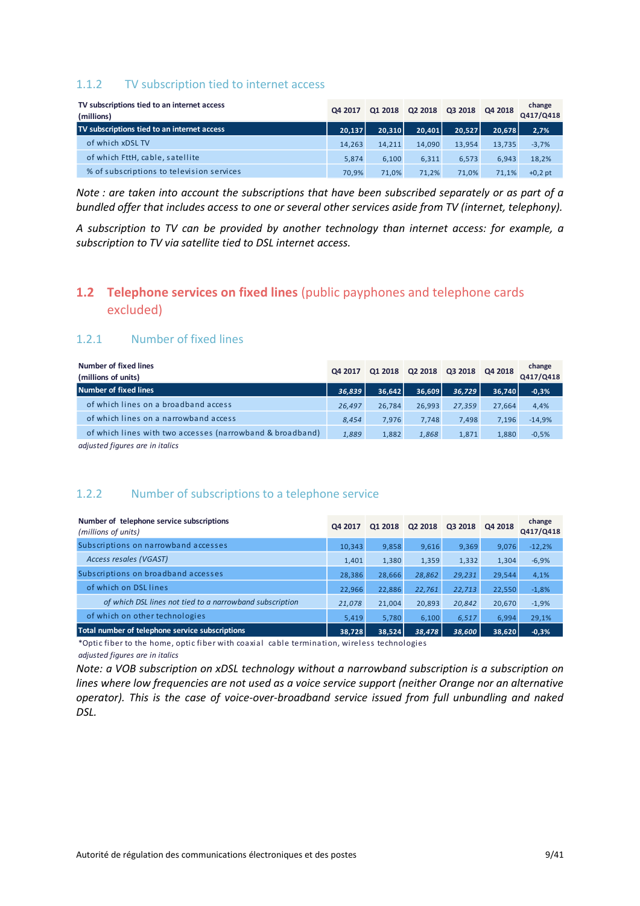### 1.1.2 TV subscription tied to internet access

| TV subscriptions tied to an internet access (millions) | Q4 2017 | Q1 2018 | Q2 2018 | Q3 2018 | Q4 2018 | change Q417/Q418 |
|---|---|---|---|---|---|---|
| **TV subscriptions tied to an internet access** | **20,137** | **20,310** | **20,401** | **20,527** | **20,678** | **2,7%** |
| of which xDSL TV | 14,263 | 14,211 | 14,090 | 13,954 | 13,735 | -3,7% |
| of which FttH, cable, satellite | 5,874 | 6,100 | 6,311 | 6,573 | 6,943 | 18,2% |
| % of subscriptions to television services | 70,9% | 71,0% | 71,2% | 71,0% | 71,1% | +0,2 pt |

*Note : are taken into account the subscriptions that have been subscribed separately or as part of a bundled offer that includes access to one or several other services aside from TV (internet, telephony).*

*A subscription to TV can be provided by another technology than internet access: for example, a subscription to TV via satellite tied to DSL internet access.*

## 1.2 Telephone services on fixed lines (public payphones and telephone cards excluded)

### 1.2.1 Number of fixed lines

| Number of fixed lines (millions of units) | Q4 2017 | Q1 2018 | Q2 2018 | Q3 2018 | Q4 2018 | change Q417/Q418 |
|---|---|---|---|---|---|---|
| **Number of fixed lines** | ***36,839*** | **36,642** | **36,609** | ***36,729*** | **36,740** | **-0,3%** |
| of which lines on a broadband access | *26,497* | 26,784 | 26,993 | *27,359* | 27,664 | 4,4% |
| of which lines on a narrowband access | *8,454* | 7,976 | 7,748 | 7,498 | 7,196 | -14,9% |
| of which lines with two accesses (narrowband & broadband) | *1,889* | 1,882 | *1,868* | 1,871 | 1,880 | -0,5% |

*adjusted figures are in italics*

### 1.2.2 Number of subscriptions to a telephone service

| Number of telephone service subscriptions *(millions of units)* | Q4 2017 | Q1 2018 | Q2 2018 | Q3 2018 | Q4 2018 | change Q417/Q418 |
|---|---|---|---|---|---|---|
| Subscriptions on narrowband accesses | 10,343 | 9,858 | 9,616 | 9,369 | 9,076 | -12,2% |
| *Access resales (VGAST)* | 1,401 | 1,380 | 1,359 | 1,332 | 1,304 | -6,9% |
| Subscriptions on broadband accesses | 28,386 | 28,666 | *28,862* | *29,231* | 29,544 | 4,1% |
| of which on DSL lines | 22,966 | 22,886 | *22,761* | *22,713* | 22,550 | -1,8% |
| *of which DSL lines not tied to a narrowband subscription* | *21,078* | 21,004 | 20,893 | *20,842* | 20,670 | -1,9% |
| of which on other technologies | 5,419 | 5,780 | 6,100 | *6,517* | 6,994 | 29,1% |
| **Total number of telephone service subscriptions** | **38,728** | **38,524** | ***38,478*** | ***38,600*** | **38,620** | **-0,3%** |

*Optic fiber to the home, optic fiber with coaxial cable termination, wireless technologies

*adjusted figures are in italics*

*Note: a VOB subscription on xDSL technology without a narrowband subscription is a subscription on lines where low frequencies are not used as a voice service support (neither Orange nor an alternative operator). This is the case of voice-over-broadband service issued from full unbundling and naked DSL.*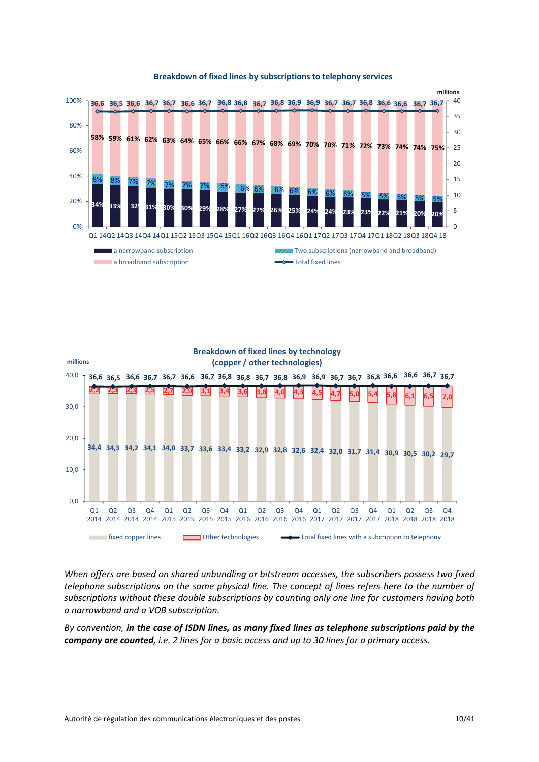**Breakdown of fixed lines by subscriptions to telephony services**

| | Q1 14 | Q2 14 | Q3 14 | Q4 14 | Q1 15 | Q2 15 | Q3 15 | Q4 15 | Q1 16 | Q2 16 | Q3 16 | Q4 16 | Q1 17 | Q2 17 | Q3 17 | Q4 17 | Q1 18 | Q2 18 | Q3 18 | Q4 18 |
|---|---|---|---|---|---|---|---|---|---|---|---|---|---|---|---|---|---|---|---|---|
| a narrowband subscription | 34% | 33% | 32% | 31% | 30% | 30% | 29% | 28% | 27% | 27% | 26% | 25% | 24% | 24% | 23% | 23% | 22% | 21% | 20% | 20% |
| Two subscriptions (narrowband and broadband) | 8% | 8% | 7% | 7% | 7% | 7% | 7% | 6% | 6% | 6% | 6% | 6% | 6% | 6% | 6% | 5% | 5% | 5% | 5% | 5% |
| a broadband subscription | 58% | 59% | 61% | 62% | 63% | 64% | 65% | 66% | 66% | 67% | 68% | 69% | 70% | 70% | 71% | 72% | 73% | 74% | 74% | 75% |
| Total fixed lines (millions) | 36,6 | 36,5 | 36,6 | 36,7 | 36,7 | 36,6 | 36,7 | 36,8 | 36,8 | 36,7 | 36,8 | 36,9 | 36,9 | 36,7 | 36,7 | 36,8 | 36,6 | 36,6 | 36,7 | 36,7 |

**Breakdown of fixed lines by technology (copper / other technologies)**

millions

| | Q1 2014 | Q2 2014 | Q3 2014 | Q4 2014 | Q1 2015 | Q2 2015 | Q3 2015 | Q4 2015 | Q1 2016 | Q2 2016 | Q3 2016 | Q4 2016 | Q1 2017 | Q2 2017 | Q3 2017 | Q4 2017 | Q1 2018 | Q2 2018 | Q3 2018 | Q4 2018 |
|---|---|---|---|---|---|---|---|---|---|---|---|---|---|---|---|---|---|---|---|---|
| fixed copper lines | 34,4 | 34,3 | 34,2 | 34,1 | 34,0 | 33,7 | 33,6 | 33,4 | 33,2 | 32,9 | 32,8 | 32,6 | 32,4 | 32,0 | 31,7 | 31,4 | 30,9 | 30,5 | 30,2 | 29,7 |
| Other technologies | 2,2 | 2,3 | 2,3 | 2,5 | 2,7 | 2,9 | 3,1 | 3,4 | 3,6 | 3,8 | 4,0 | 4,3 | 4,5 | 4,7 | 5,0 | 5,4 | 5,8 | 6,1 | 6,5 | 7,0 |
| Total fixed lines with a subcription to telephony | 36,6 | 36,5 | 36,6 | 36,7 | 36,7 | 36,6 | 36,7 | 36,8 | 36,8 | 36,7 | 36,8 | 36,9 | 36,9 | 36,7 | 36,7 | 36,8 | 36,6 | 36,6 | 36,7 | 36,7 |

*When offers are based on shared unbundling or bitstream accesses, the subscribers possess two fixed telephone subscriptions on the same physical line. The concept of lines refers here to the number of subscriptions without these double subscriptions by counting only one line for customers having both a narrowband and a VOB subscription.*

*By convention, **in the case of ISDN lines, as many fixed lines as telephone subscriptions paid by the company are counted**, i.e. 2 lines for a basic access and up to 30 lines for a primary access.*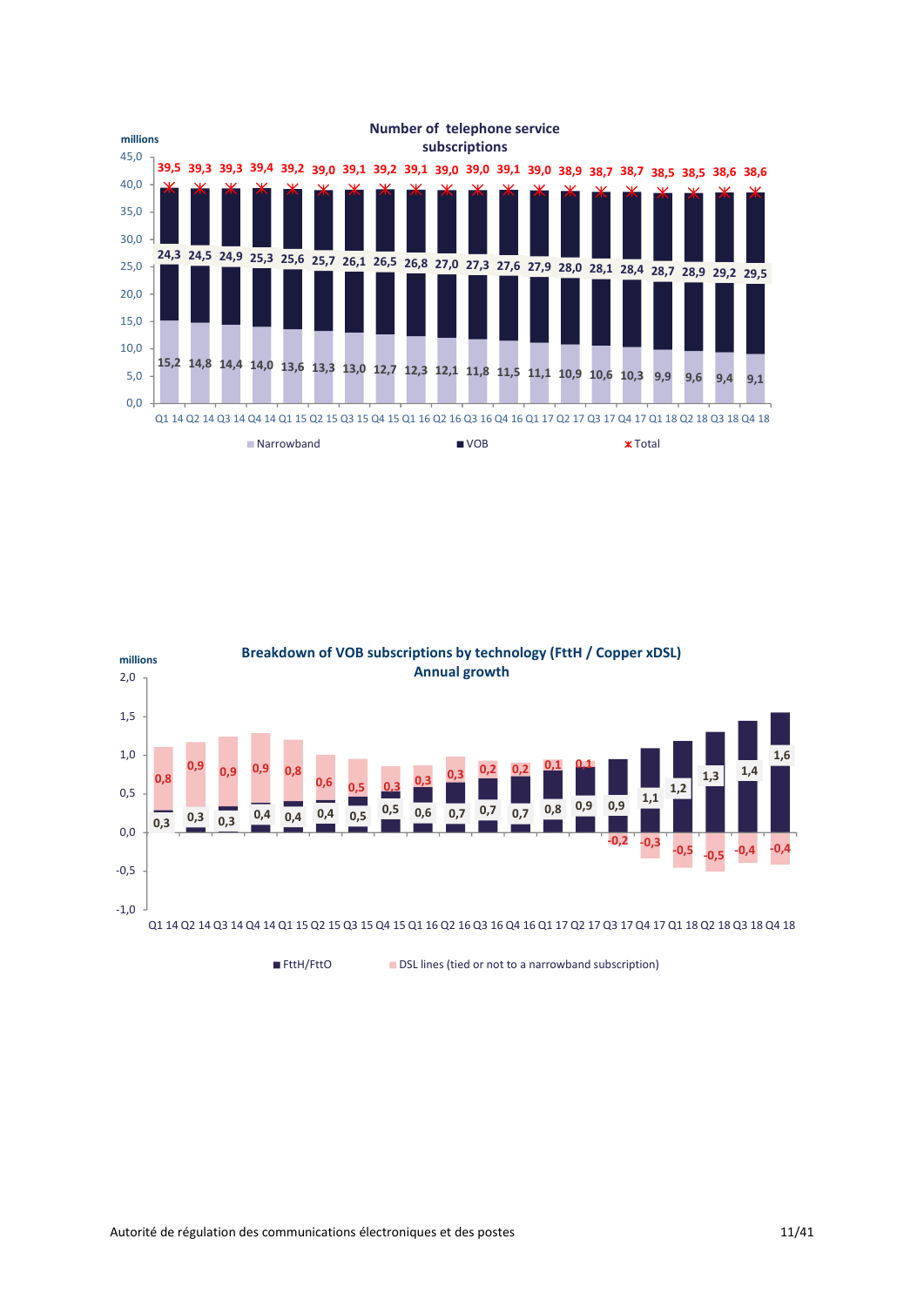## Number of telephone service subscriptions

(millions)

| Quarter | Narrowband | VOB | Total |
|---|---|---|---|
| Q1 14 | 15,2 | 24,3 | 39,5 |
| Q2 14 | 14,8 | 24,5 | 39,3 |
| Q3 14 | 14,4 | 24,9 | 39,3 |
| Q4 14 | 14,0 | 25,3 | 39,4 |
| Q1 15 | 13,6 | 25,6 | 39,2 |
| Q2 15 | 13,3 | 25,7 | 39,0 |
| Q3 15 | 13,0 | 26,1 | 39,1 |
| Q4 15 | 12,7 | 26,5 | 39,2 |
| Q1 16 | 12,3 | 26,8 | 39,1 |
| Q2 16 | 12,1 | 27,0 | 39,0 |
| Q3 16 | 11,8 | 27,3 | 39,0 |
| Q4 16 | 11,5 | 27,6 | 39,1 |
| Q1 17 | 11,1 | 27,9 | 39,0 |
| Q2 17 | 10,9 | 28,0 | 38,9 |
| Q3 17 | 10,6 | 28,1 | 38,7 |
| Q4 17 | 10,3 | 28,4 | 38,7 |
| Q1 18 | 9,9 | 28,7 | 38,5 |
| Q2 18 | 9,6 | 28,9 | 38,5 |
| Q3 18 | 9,4 | 29,2 | 38,6 |
| Q4 18 | 9,1 | 29,5 | 38,6 |

## Breakdown of VOB subscriptions by technology (FttH / Copper xDSL)
### Annual growth

(millions)

| Quarter | FttH/FttO | DSL lines (tied or not to a narrowband subscription) |
|---|---|---|
| Q1 14 | 0,3 | 0,8 |
| Q2 14 | 0,3 | 0,9 |
| Q3 14 | 0,3 | 0,9 |
| Q4 14 | 0,4 | 0,9 |
| Q1 15 | 0,4 | 0,8 |
| Q2 15 | 0,4 | 0,6 |
| Q3 15 | 0,5 | 0,5 |
| Q4 15 | 0,5 | 0,3 |
| Q1 16 | 0,6 | 0,3 |
| Q2 16 | 0,7 | 0,3 |
| Q3 16 | 0,7 | 0,2 |
| Q4 16 | 0,7 | 0,2 |
| Q1 17 | 0,8 | 0,1 |
| Q2 17 | 0,9 | 0,1 |
| Q3 17 | 0,9 | -0,2 |
| Q4 17 | 1,1 | -0,3 |
| Q1 18 | 1,2 | -0,5 |
| Q2 18 | 1,3 | -0,5 |
| Q3 18 | 1,4 | -0,4 |
| Q4 18 | 1,6 | -0,4 |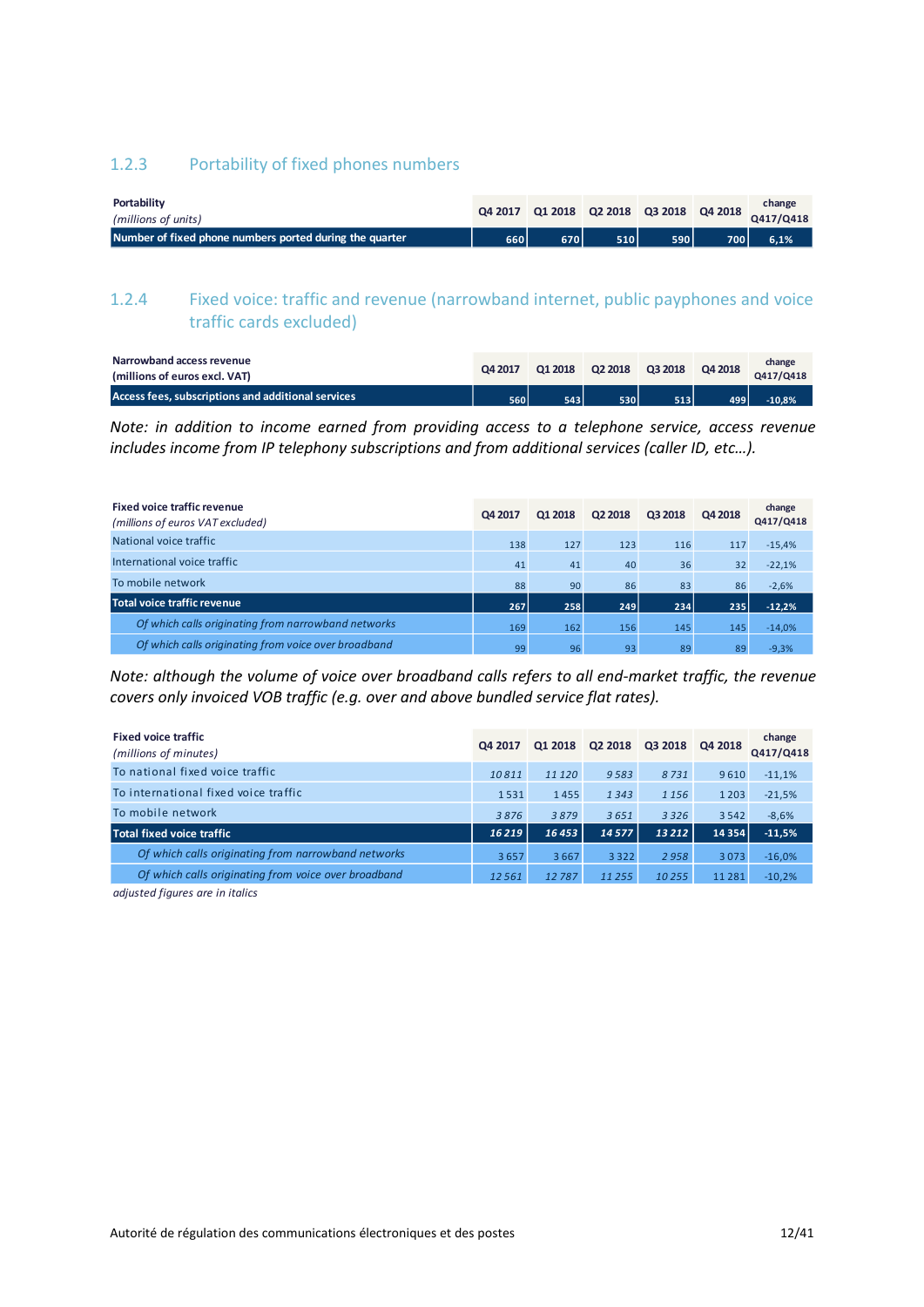### 1.2.3 Portability of fixed phones numbers

| **Portability** *(millions of units)* | Q4 2017 | Q1 2018 | Q2 2018 | Q3 2018 | Q4 2018 | change Q417/Q418 |
|---|---|---|---|---|---|---|
| **Number of fixed phone numbers ported during the quarter** | 660 | 670 | 510 | 590 | 700 | 6,1% |

### 1.2.4 Fixed voice: traffic and revenue (narrowband internet, public payphones and voice traffic cards excluded)

| **Narrowband access revenue (millions of euros excl. VAT)** | Q4 2017 | Q1 2018 | Q2 2018 | Q3 2018 | Q4 2018 | change Q417/Q418 |
|---|---|---|---|---|---|---|
| **Access fees, subscriptions and additional services** | 560 | 543 | 530 | 513 | 499 | -10,8% |

*Note: in addition to income earned from providing access to a telephone service, access revenue includes income from IP telephony subscriptions and from additional services (caller ID, etc…).*

| **Fixed voice traffic revenue** *(millions of euros VAT excluded)* | Q4 2017 | Q1 2018 | Q2 2018 | Q3 2018 | Q4 2018 | change Q417/Q418 |
|---|---|---|---|---|---|---|
| National voice traffic | 138 | 127 | 123 | 116 | 117 | -15,4% |
| International voice traffic | 41 | 41 | 40 | 36 | 32 | -22,1% |
| To mobile network | 88 | 90 | 86 | 83 | 86 | -2,6% |
| **Total voice traffic revenue** | 267 | 258 | 249 | 234 | 235 | -12,2% |
| *Of which calls originating from narrowband networks* | 169 | 162 | 156 | 145 | 145 | -14,0% |
| *Of which calls originating from voice over broadband* | 99 | 96 | 93 | 89 | 89 | -9,3% |

*Note: although the volume of voice over broadband calls refers to all end-market traffic, the revenue covers only invoiced VOB traffic (e.g. over and above bundled service flat rates).*

| **Fixed voice traffic** *(millions of minutes)* | Q4 2017 | Q1 2018 | Q2 2018 | Q3 2018 | Q4 2018 | change Q417/Q418 |
|---|---|---|---|---|---|---|
| To national fixed voice traffic | *10 811* | *11 120* | *9 583* | *8 731* | 9 610 | -11,1% |
| To international fixed voice traffic | 1 531 | 1 455 | *1 343* | *1 156* | 1 203 | -21,5% |
| To mobile network | *3 876* | *3 879* | *3 651* | *3 326* | 3 542 | -8,6% |
| **Total fixed voice traffic** | *16 219* | *16 453* | *14 577* | *13 212* | 14 354 | -11,5% |
| *Of which calls originating from narrowband networks* | 3 657 | 3 667 | 3 322 | *2 958* | 3 073 | -16,0% |
| *Of which calls originating from voice over broadband* | *12 561* | *12 787* | *11 255* | *10 255* | 11 281 | -10,2% |

*adjusted figures are in italics*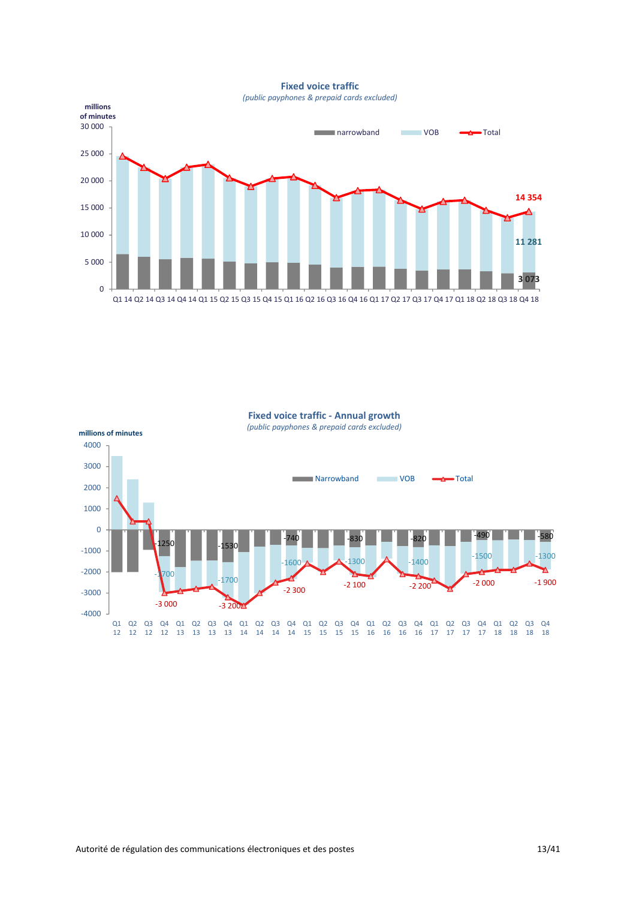**Fixed voice traffic**

*(public payphones & prepaid cards excluded)*

millions of minutes

Legend: narrowband, VOB, Total

Quarters: Q1 14, Q2 14, Q3 14, Q4 14, Q1 15, Q2 15, Q3 15, Q4 15, Q1 16, Q2 16, Q3 16, Q4 16, Q1 17, Q2 17, Q3 17, Q4 17, Q1 18, Q2 18, Q3 18, Q4 18

Labelled values (Q4 18): Total 14 354; VOB 11 281; narrowband 3 073

**Fixed voice traffic - Annual growth**

*(public payphones & prepaid cards excluded)*

millions of minutes

Legend: Narrowband, VOB, Total

Quarters: Q1 12, Q2 12, Q3 12, Q4 12, Q1 13, Q2 13, Q3 13, Q4 13, Q1 14, Q2 14, Q3 14, Q4 14, Q1 15, Q2 15, Q3 15, Q4 15, Q1 16, Q2 16, Q3 16, Q4 16, Q1 17, Q2 17, Q3 17, Q4 17, Q1 18, Q2 18, Q3 18, Q4 18

Labelled values:

| Quarter | Narrowband | VOB | Total |
|---|---|---|---|
| Q4 12 | -1250 | -1700 | -3 000 |
| Q4 13 | -1530 | -1700 | -3 200 |
| Q4 14 | -740 | -1600 | -2 300 |
| Q4 15 | -830 | -1300 | -2 100 |
| Q4 16 | -820 | -1400 | -2 200 |
| Q4 17 | -490 | -1500 | -2 000 |
| Q4 18 | -580 | -1300 | -1 900 |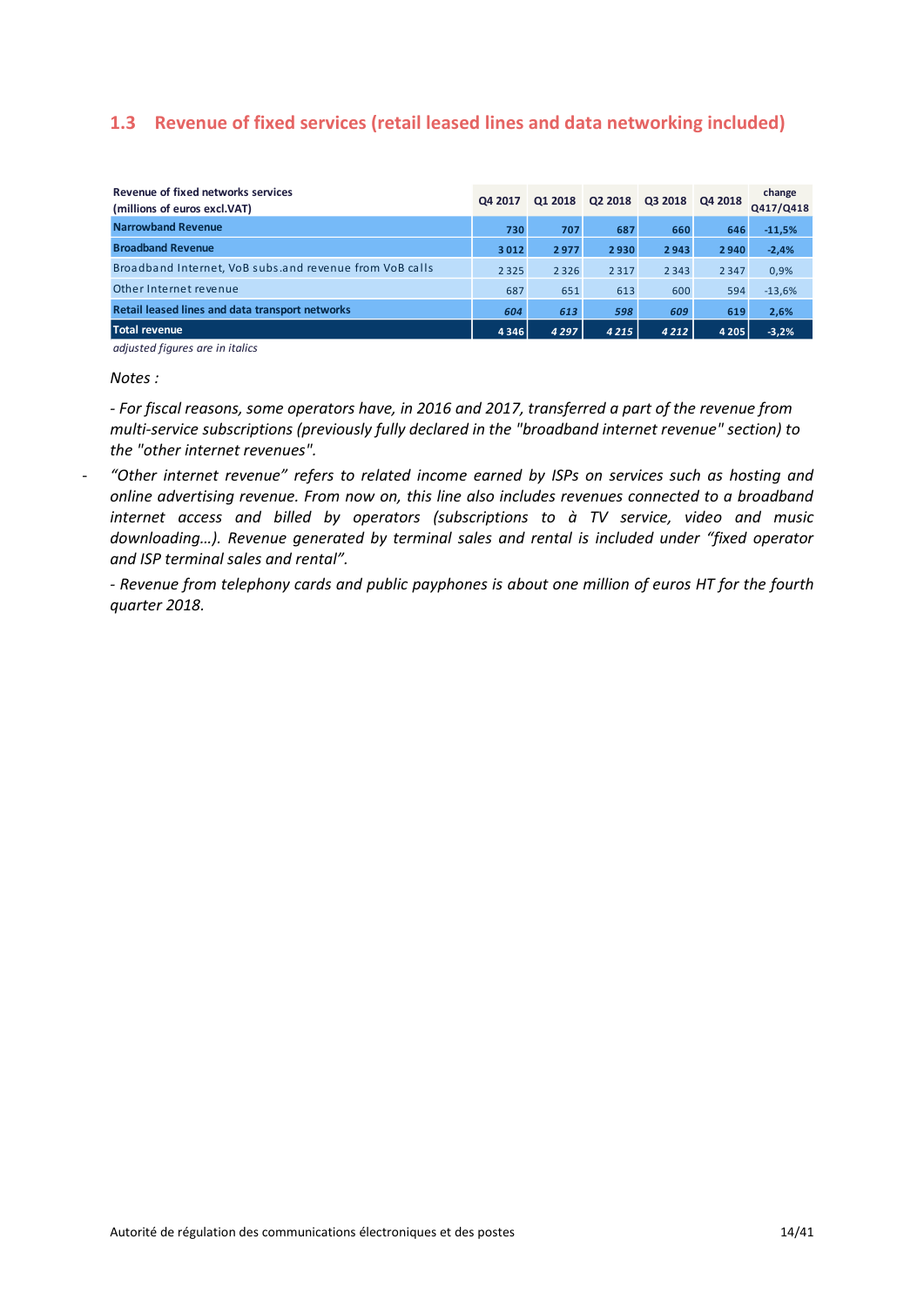## 1.3 Revenue of fixed services (retail leased lines and data networking included)

| Revenue of fixed networks services (millions of euros excl.VAT) | Q4 2017 | Q1 2018 | Q2 2018 | Q3 2018 | Q4 2018 | change Q417/Q418 |
|---|---|---|---|---|---|---|
| **Narrowband Revenue** | **730** | **707** | **687** | **660** | **646** | **-11,5%** |
| **Broadband Revenue** | **3 012** | **2 977** | **2 930** | **2 943** | **2 940** | **-2,4%** |
| Broadband Internet, VoB subs.and revenue from VoB calls | 2 325 | 2 326 | 2 317 | 2 343 | 2 347 | 0,9% |
| Other Internet revenue | 687 | 651 | 613 | 600 | 594 | -13,6% |
| **Retail leased lines and data transport networks** | ***604*** | ***613*** | ***598*** | ***609*** | **619** | **2,6%** |
| **Total revenue** | **4 346** | ***4 297*** | ***4 215*** | ***4 212*** | **4 205** | **-3,2%** |

*adjusted figures are in italics*

*Notes :*

*- For fiscal reasons, some operators have, in 2016 and 2017, transferred a part of the revenue from multi-service subscriptions (previously fully declared in the "broadband internet revenue" section) to the "other internet revenues".*

*- "Other internet revenue" refers to related income earned by ISPs on services such as hosting and online advertising revenue. From now on, this line also includes revenues connected to a broadband internet access and billed by operators (subscriptions to à TV service, video and music downloading…). Revenue generated by terminal sales and rental is included under "fixed operator and ISP terminal sales and rental".*

*- Revenue from telephony cards and public payphones is about one million of euros HT for the fourth quarter 2018.*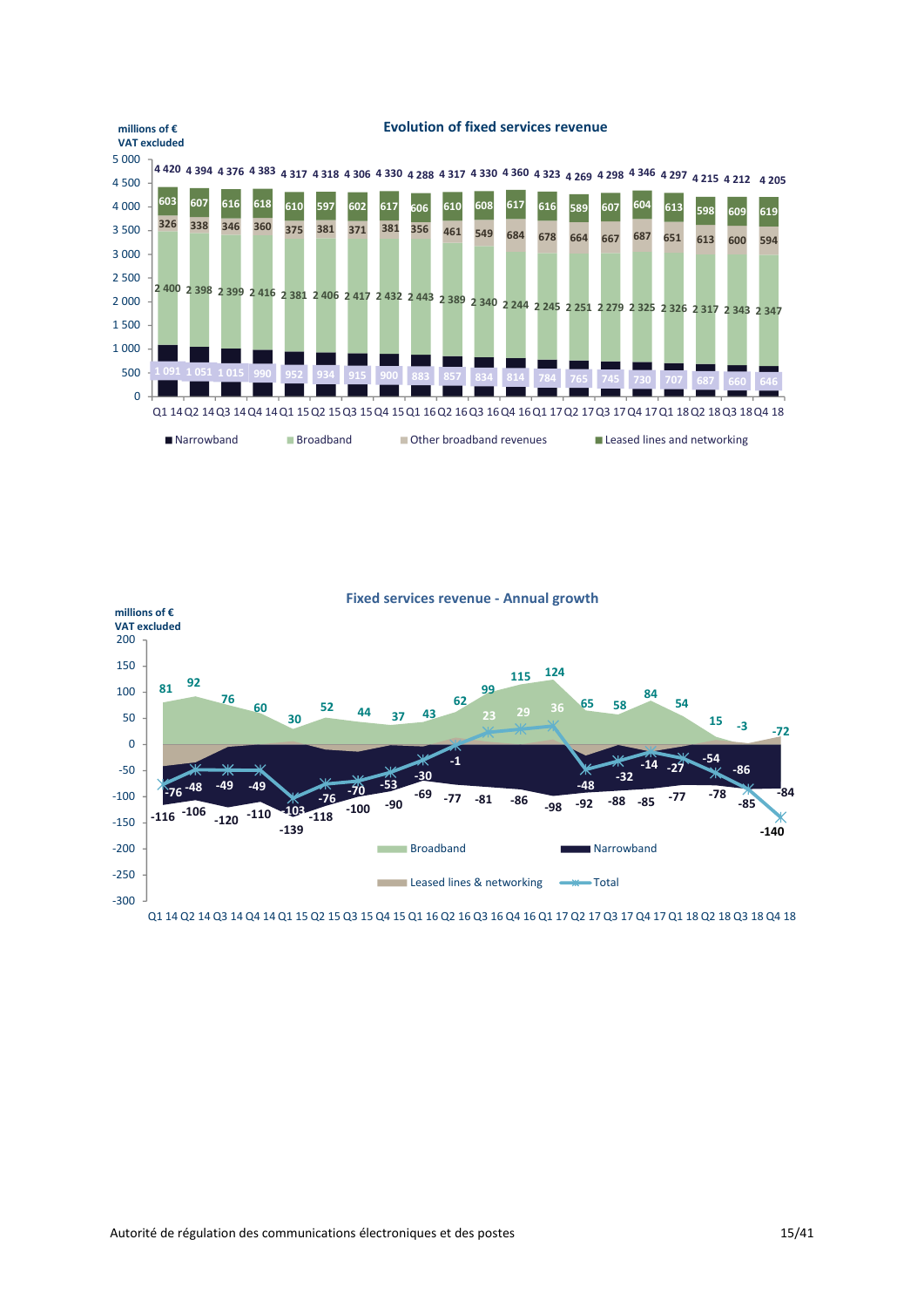## Evolution of fixed services revenue

millions of €
VAT excluded

| | Q1 14 | Q2 14 | Q3 14 | Q4 14 | Q1 15 | Q2 15 | Q3 15 | Q4 15 | Q1 16 | Q2 16 | Q3 16 | Q4 16 | Q1 17 | Q2 17 | Q3 17 | Q4 17 | Q1 18 | Q2 18 | Q3 18 | Q4 18 |
|---|---|---|---|---|---|---|---|---|---|---|---|---|---|---|---|---|---|---|---|---|
| Narrowband | 1 091 | 1 051 | 1 015 | 990 | 952 | 934 | 915 | 900 | 883 | 857 | 834 | 814 | 784 | 765 | 745 | 730 | 707 | 687 | 660 | 646 |
| Broadband | 2 400 | 2 398 | 2 399 | 2 416 | 2 381 | 2 406 | 2 417 | 2 432 | 2 443 | 2 389 | 2 340 | 2 244 | 2 245 | 2 251 | 2 279 | 2 325 | 2 326 | 2 317 | 2 343 | 2 347 |
| Other broadband revenues | 326 | 338 | 346 | 360 | 375 | 381 | 371 | 381 | 356 | 461 | 549 | 684 | 678 | 664 | 667 | 687 | 651 | 613 | 600 | 594 |
| Leased lines and networking | 603 | 607 | 616 | 618 | 610 | 597 | 602 | 617 | 606 | 610 | 608 | 617 | 616 | 589 | 607 | 604 | 613 | 598 | 609 | 619 |
| Total | 4 420 | 4 394 | 4 376 | 4 383 | 4 317 | 4 318 | 4 306 | 4 330 | 4 288 | 4 317 | 4 330 | 4 360 | 4 323 | 4 269 | 4 298 | 4 346 | 4 297 | 4 215 | 4 212 | 4 205 |

## Fixed services revenue - Annual growth

millions of €
VAT excluded

| | Q1 14 | Q2 14 | Q3 14 | Q4 14 | Q1 15 | Q2 15 | Q3 15 | Q4 15 | Q1 16 | Q2 16 | Q3 16 | Q4 16 | Q1 17 | Q2 17 | Q3 17 | Q4 17 | Q1 18 | Q2 18 | Q3 18 | Q4 18 |
|---|---|---|---|---|---|---|---|---|---|---|---|---|---|---|---|---|---|---|---|---|
| Broadband | 81 | 92 | 76 | 60 | 30 | 52 | 44 | 37 | 43 | 62 | 99 | 115 | 124 | 65 | 58 | 84 | 54 | 15 | -3 | -72 |
| Narrowband | -116 | -106 | -120 | -110 | -139 | -118 | -100 | -90 | -69 | -77 | -81 | -86 | -98 | -92 | -88 | -85 | -77 | -78 | -85 | -84 |
| Total | -76 | -48 | -49 | -49 | -103 | -76 | -70 | -53 | -30 | -1 | 23 | 29 | 36 | -48 | -32 | -14 | -27 | -54 | -86 | -140 |

Broadband | Narrowband | Leased lines & networking | Total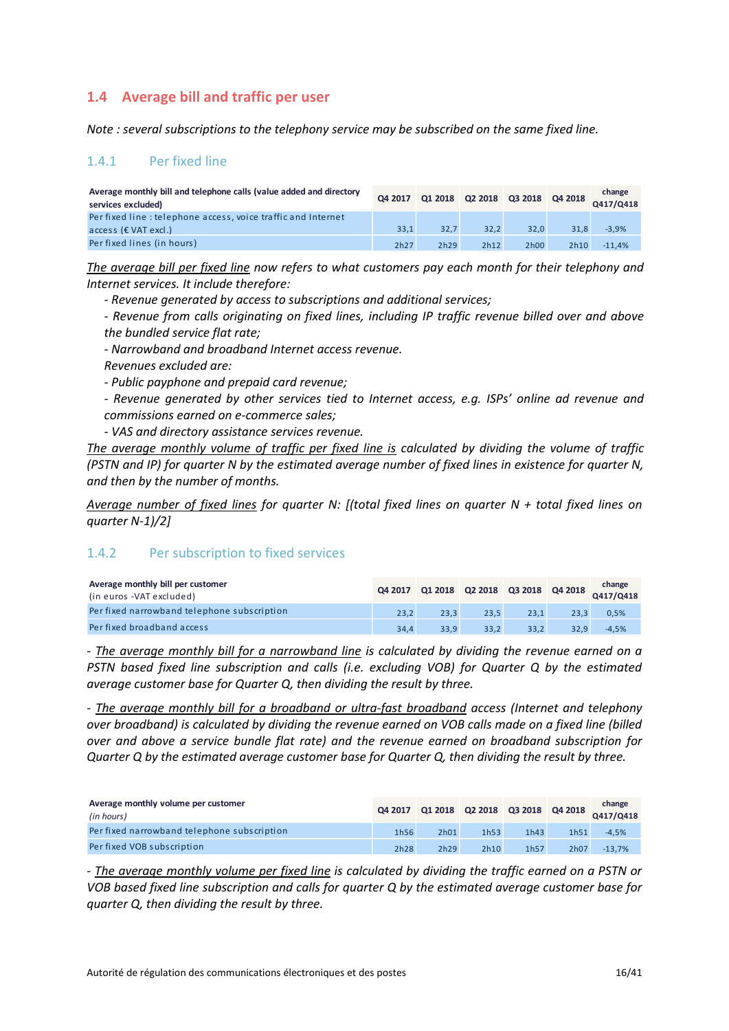## 1.4 Average bill and traffic per user

*Note : several subscriptions to the telephony service may be subscribed on the same fixed line.*

### 1.4.1 Per fixed line

| Average monthly bill and telephone calls (value added and directory services excluded) | Q4 2017 | Q1 2018 | Q2 2018 | Q3 2018 | Q4 2018 | change Q417/Q418 |
|---|---|---|---|---|---|---|
| Per fixed line : telephone access, voice traffic and Internet access (€ VAT excl.) | 33,1 | 32,7 | 32,2 | 32,0 | 31,8 | -3,9% |
| Per fixed lines (in hours) | 2h27 | 2h29 | 2h12 | 2h00 | 2h10 | -11,4% |

*The average bill per fixed line now refers to what customers pay each month for their telephony and Internet services. It include therefore:*

*- Revenue generated by access to subscriptions and additional services;*

*- Revenue from calls originating on fixed lines, including IP traffic revenue billed over and above the bundled service flat rate;*

*- Narrowband and broadband Internet access revenue.*

*Revenues excluded are:*

*- Public payphone and prepaid card revenue;*

*- Revenue generated by other services tied to Internet access, e.g. ISPs' online ad revenue and commissions earned on e-commerce sales;*

*- VAS and directory assistance services revenue.*

*The average monthly volume of traffic per fixed line is calculated by dividing the volume of traffic (PSTN and IP) for quarter N by the estimated average number of fixed lines in existence for quarter N, and then by the number of months.*

*Average number of fixed lines for quarter N: [(total fixed lines on quarter N + total fixed lines on quarter N-1)/2]*

### 1.4.2 Per subscription to fixed services

| Average monthly bill per customer (in euros -VAT excluded) | Q4 2017 | Q1 2018 | Q2 2018 | Q3 2018 | Q4 2018 | change Q417/Q418 |
|---|---|---|---|---|---|---|
| Per fixed narrowband telephone subscription | 23,2 | 23,3 | 23,5 | 23,1 | 23,3 | 0,5% |
| Per fixed broadband access | 34,4 | 33,9 | 33,2 | 33,2 | 32,9 | -4,5% |

*- The average monthly bill for a narrowband line is calculated by dividing the revenue earned on a PSTN based fixed line subscription and calls (i.e. excluding VOB) for Quarter Q by the estimated average customer base for Quarter Q, then dividing the result by three.*

*- The average monthly bill for a broadband or ultra-fast broadband access (Internet and telephony over broadband) is calculated by dividing the revenue earned on VOB calls made on a fixed line (billed over and above a service bundle flat rate) and the revenue earned on broadband subscription for Quarter Q by the estimated average customer base for Quarter Q, then dividing the result by three.*

| Average monthly volume per customer (*in hours*) | Q4 2017 | Q1 2018 | Q2 2018 | Q3 2018 | Q4 2018 | change Q417/Q418 |
|---|---|---|---|---|---|---|
| Per fixed narrowband telephone subscription | 1h56 | 2h01 | 1h53 | 1h43 | 1h51 | -4,5% |
| Per fixed VOB subscription | 2h28 | 2h29 | 2h10 | 1h57 | 2h07 | -13,7% |

*- The average monthly volume per fixed line is calculated by dividing the traffic earned on a PSTN or VOB based fixed line subscription and calls for quarter Q by the estimated average customer base for quarter Q, then dividing the result by three.*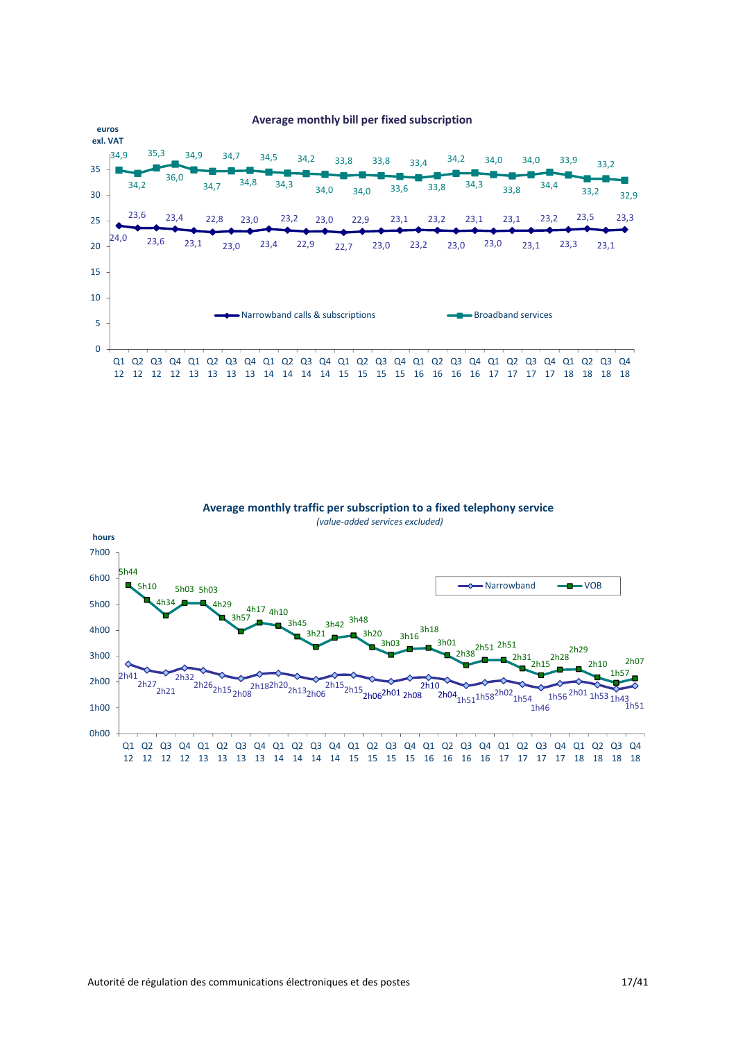**Average monthly bill per fixed subscription**

euros exl. VAT

| | Q1 12 | Q2 12 | Q3 12 | Q4 12 | Q1 13 | Q2 13 | Q3 13 | Q4 13 | Q1 14 | Q2 14 | Q3 14 | Q4 14 | Q1 15 | Q2 15 | Q3 15 | Q4 15 | Q1 16 | Q2 16 | Q3 16 | Q4 16 | Q1 17 | Q2 17 | Q3 17 | Q4 17 | Q1 18 | Q2 18 | Q3 18 | Q4 18 |
|---|---|---|---|---|---|---|---|---|---|---|---|---|---|---|---|---|---|---|---|---|---|---|---|---|---|---|---|---|
| Narrowband calls & subscriptions | 24,0 | 23,6 | 23,6 | 23,4 | 23,1 | 22,8 | 23,0 | 23,0 | 23,4 | 23,2 | 22,9 | 23,0 | 22,7 | 22,9 | 23,0 | 23,1 | 23,2 | 23,2 | 23,0 | 23,1 | 23,0 | 23,1 | 23,1 | 23,2 | 23,3 | 23,5 | 23,1 | 23,3 |
| Broadband services | 34,9 | 34,2 | 35,3 | 36,0 | 34,9 | 34,7 | 34,7 | 34,8 | 34,5 | 34,3 | 34,2 | 34,0 | 33,8 | 34,0 | 33,8 | 33,6 | 33,4 | 33,8 | 34,2 | 34,3 | 34,0 | 33,8 | 34,0 | 34,4 | 33,9 | 33,2 | 33,2 | 32,9 |

**Average monthly traffic per subscription to a fixed telephony service**

*(value-added services excluded)*

hours

| | Q1 12 | Q2 12 | Q3 12 | Q4 12 | Q1 13 | Q2 13 | Q3 13 | Q4 13 | Q1 14 | Q2 14 | Q3 14 | Q4 14 | Q1 15 | Q2 15 | Q3 15 | Q4 15 | Q1 16 | Q2 16 | Q3 16 | Q4 16 | Q1 17 | Q2 17 | Q3 17 | Q4 17 | Q1 18 | Q2 18 | Q3 18 | Q4 18 |
|---|---|---|---|---|---|---|---|---|---|---|---|---|---|---|---|---|---|---|---|---|---|---|---|---|---|---|---|---|
| Narrowband | 2h41 | 2h27 | 2h21 | 2h32 | 2h26 | 2h15 | 2h08 | 2h18 | 2h20 | 2h13 | 2h06 | 2h15 | 2h15 | 2h06 | 2h01 | 2h08 | 2h10 | 2h04 | 1h51 | 1h58 | 2h02 | 1h54 | 1h46 | 1h56 | 2h01 | 1h53 | 1h43 | 1h51 |
| VOB | 5h44 | 5h10 | 4h34 | 5h03 | 5h03 | 4h29 | 3h57 | 4h17 | 4h10 | 3h45 | 3h21 | 3h42 | 3h48 | 3h20 | 3h03 | 3h16 | 3h18 | 3h01 | 2h38 | 2h51 | 2h51 | 2h31 | 2h15 | 2h28 | 2h29 | 2h10 | 1h57 | 2h07 |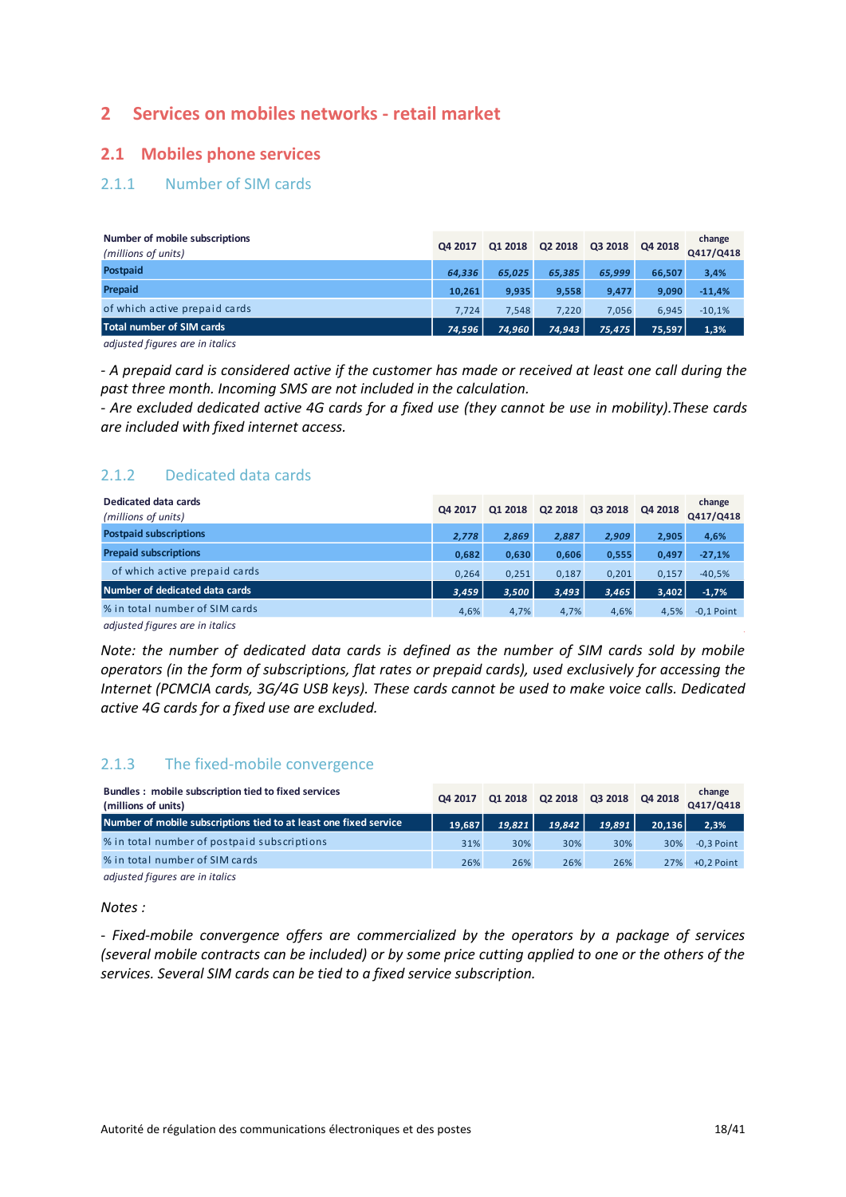## 2 Services on mobiles networks - retail market

### 2.1 Mobiles phone services

#### 2.1.1 Number of SIM cards

| Number of mobile subscriptions *(millions of units)* | Q4 2017 | Q1 2018 | Q2 2018 | Q3 2018 | Q4 2018 | change Q417/Q418 |
|---|---|---|---|---|---|---|
| **Postpaid** | *64,336* | *65,025* | *65,385* | *65,999* | 66,507 | 3,4% |
| **Prepaid** | 10,261 | 9,935 | 9,558 | 9,477 | 9,090 | -11,4% |
| of which active prepaid cards | 7,724 | 7,548 | 7,220 | 7,056 | 6,945 | -10,1% |
| **Total number of SIM cards** | *74,596* | *74,960* | *74,943* | *75,475* | 75,597 | 1,3% |

*adjusted figures are in italics*

*- A prepaid card is considered active if the customer has made or received at least one call during the past three month. Incoming SMS are not included in the calculation.*
*- Are excluded dedicated active 4G cards for a fixed use (they cannot be use in mobility).These cards are included with fixed internet access.*

#### 2.1.2 Dedicated data cards

| Dedicated data cards *(millions of units)* | Q4 2017 | Q1 2018 | Q2 2018 | Q3 2018 | Q4 2018 | change Q417/Q418 |
|---|---|---|---|---|---|---|
| **Postpaid subscriptions** | *2,778* | *2,869* | *2,887* | *2,909* | 2,905 | 4,6% |
| **Prepaid subscriptions** | 0,682 | 0,630 | 0,606 | 0,555 | 0,497 | -27,1% |
| of which active prepaid cards | 0,264 | 0,251 | 0,187 | 0,201 | 0,157 | -40,5% |
| **Number of dedicated data cards** | *3,459* | *3,500* | *3,493* | *3,465* | 3,402 | -1,7% |
| % in total number of SIM cards | 4,6% | 4,7% | 4,7% | 4,6% | 4,5% | -0,1 Point |

*adjusted figures are in italics*

*Note: the number of dedicated data cards is defined as the number of SIM cards sold by mobile operators (in the form of subscriptions, flat rates or prepaid cards), used exclusively for accessing the Internet (PCMCIA cards, 3G/4G USB keys). These cards cannot be used to make voice calls. Dedicated active 4G cards for a fixed use are excluded.*

#### 2.1.3 The fixed-mobile convergence

| Bundles : mobile subscription tied to fixed services (millions of units) | Q4 2017 | Q1 2018 | Q2 2018 | Q3 2018 | Q4 2018 | change Q417/Q418 |
|---|---|---|---|---|---|---|
| **Number of mobile subscriptions tied to at least one fixed service** | 19,687 | *19,821* | *19,842* | *19,891* | 20,136 | 2,3% |
| % in total number of postpaid subscriptions | 31% | 30% | 30% | 30% | 30% | -0,3 Point |
| % in total number of SIM cards | 26% | 26% | 26% | 26% | 27% | +0,2 Point |

*adjusted figures are in italics*

*Notes :*

*- Fixed-mobile convergence offers are commercialized by the operators by a package of services (several mobile contracts can be included) or by some price cutting applied to one or the others of the services. Several SIM cards can be tied to a fixed service subscription.*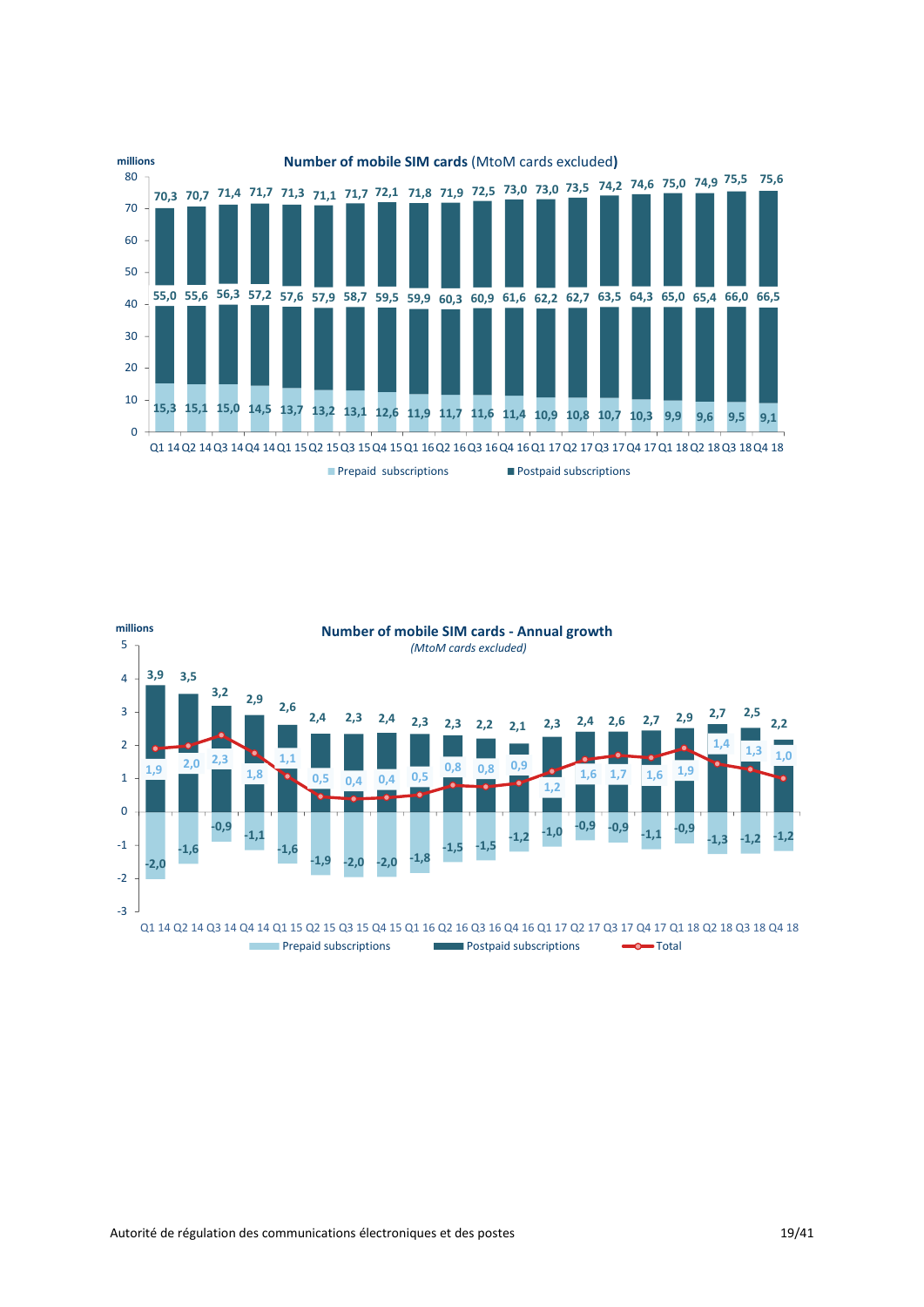**Number of mobile SIM cards** (MtoM cards excluded)

millions

| Quarter | Prepaid subscriptions | Postpaid subscriptions | Total |
|---|---|---|---|
| Q1 14 | 15,3 | 55,0 | 70,3 |
| Q2 14 | 15,1 | 55,6 | 70,7 |
| Q3 14 | 15,0 | 56,3 | 71,4 |
| Q4 14 | 14,5 | 57,2 | 71,7 |
| Q1 15 | 13,7 | 57,6 | 71,3 |
| Q2 15 | 13,2 | 57,9 | 71,1 |
| Q3 15 | 13,1 | 58,7 | 71,7 |
| Q4 15 | 12,6 | 59,5 | 72,1 |
| Q1 16 | 11,9 | 59,9 | 71,8 |
| Q2 16 | 11,7 | 60,3 | 71,9 |
| Q3 16 | 11,6 | 60,9 | 72,5 |
| Q4 16 | 11,4 | 61,6 | 73,0 |
| Q1 17 | 10,9 | 62,2 | 73,0 |
| Q2 17 | 10,8 | 62,7 | 73,5 |
| Q3 17 | 10,7 | 63,5 | 74,2 |
| Q4 17 | 10,3 | 64,3 | 74,6 |
| Q1 18 | 9,9 | 65,0 | 75,0 |
| Q2 18 | 9,6 | 65,4 | 74,9 |
| Q3 18 | 9,5 | 66,0 | 75,5 |
| Q4 18 | 9,1 | 66,5 | 75,6 |

**Number of mobile SIM cards - Annual growth**

*(MtoM cards excluded)*

millions

| Quarter | Prepaid subscriptions | Postpaid subscriptions | Total |
|---|---|---|---|
| Q1 14 | -2,0 | 3,9 | 1,9 |
| Q2 14 | -1,6 | 3,5 | 2,0 |
| Q3 14 | -0,9 | 3,2 | 2,3 |
| Q4 14 | -1,1 | 2,9 | 1,8 |
| Q1 15 | -1,6 | 2,6 | 1,1 |
| Q2 15 | -1,9 | 2,4 | 0,5 |
| Q3 15 | -2,0 | 2,3 | 0,4 |
| Q4 15 | -2,0 | 2,4 | 0,4 |
| Q1 16 | -1,8 | 2,3 | 0,5 |
| Q2 16 | -1,5 | 2,3 | 0,8 |
| Q3 16 | -1,5 | 2,2 | 0,8 |
| Q4 16 | -1,2 | 2,1 | 0,9 |
| Q1 17 | -1,0 | 2,3 | 1,2 |
| Q2 17 | -0,9 | 2,4 | 1,6 |
| Q3 17 | -0,9 | 2,6 | 1,7 |
| Q4 17 | -1,1 | 2,7 | 1,6 |
| Q1 18 | -0,9 | 2,9 | 1,9 |
| Q2 18 | -1,3 | 2,7 | 1,4 |
| Q3 18 | -1,2 | 2,5 | 1,3 |
| Q4 18 | -1,2 | 2,2 | 1,0 |

Autorité de régulation des communications électroniques et des postes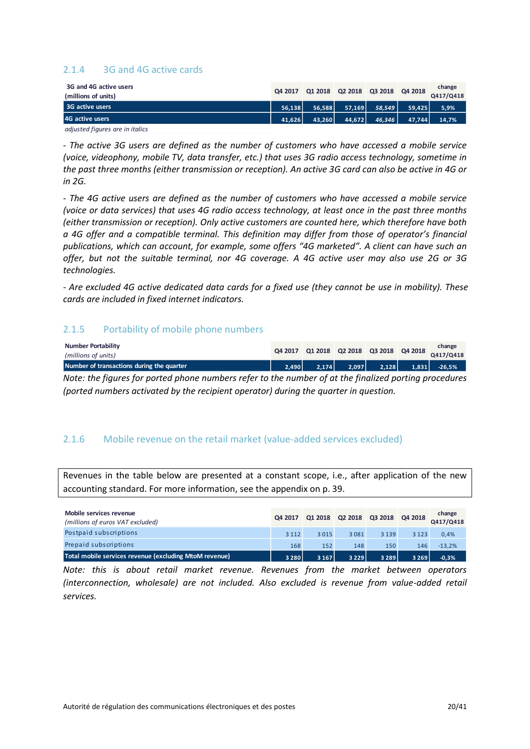### 2.1.4 3G and 4G active cards

| 3G and 4G active users (millions of units) | Q4 2017 | Q1 2018 | Q2 2018 | Q3 2018 | Q4 2018 | change Q417/Q418 |
|---|---|---|---|---|---|---|
| 3G active users | 56,138 | 56,588 | 57,169 | *58,549* | 59,425 | 5,9% |
| 4G active users | 41,626 | 43,260 | 44,672 | *46,346* | 47,744 | 14,7% |

*adjusted figures are in italics*

*- The active 3G users are defined as the number of customers who have accessed a mobile service (voice, videophony, mobile TV, data transfer, etc.) that uses 3G radio access technology, sometime in the past three months (either transmission or reception). An active 3G card can also be active in 4G or in 2G.*

*- The 4G active users are defined as the number of customers who have accessed a mobile service (voice or data services) that uses 4G radio access technology, at least once in the past three months (either transmission or reception). Only active customers are counted here, which therefore have both a 4G offer and a compatible terminal. This definition may differ from those of operator's financial publications, which can account, for example, some offers "4G marketed". A client can have such an offer, but not the suitable terminal, nor 4G coverage. A 4G active user may also use 2G or 3G technologies.*

*- Are excluded 4G active dedicated data cards for a fixed use (they cannot be use in mobility). These cards are included in fixed internet indicators.*

### 2.1.5 Portability of mobile phone numbers

| Number Portability *(millions of units)* | Q4 2017 | Q1 2018 | Q2 2018 | Q3 2018 | Q4 2018 | change Q417/Q418 |
|---|---|---|---|---|---|---|
| Number of transactions during the quarter | 2,490 | 2,174 | 2,097 | 2,128 | 1,831 | -26,5% |

*Note: the figures for ported phone numbers refer to the number of at the finalized porting procedures (ported numbers activated by the recipient operator) during the quarter in question.*

### 2.1.6 Mobile revenue on the retail market (value-added services excluded)

Revenues in the table below are presented at a constant scope, i.e., after application of the new accounting standard. For more information, see the appendix on p. 39.

| Mobile services revenue *(millions of euros VAT excluded)* | Q4 2017 | Q1 2018 | Q2 2018 | Q3 2018 | Q4 2018 | change Q417/Q418 |
|---|---|---|---|---|---|---|
| Postpaid subscriptions | 3 112 | 3 015 | 3 081 | 3 139 | 3 123 | 0,4% |
| Prepaid subscriptions | 168 | 152 | 148 | 150 | 146 | -13,2% |
| Total mobile services revenue (excluding MtoM revenue) | 3 280 | 3 167 | 3 229 | 3 289 | 3 269 | -0,3% |

*Note: this is about retail market revenue. Revenues from the market between operators (interconnection, wholesale) are not included. Also excluded is revenue from value-added retail services.*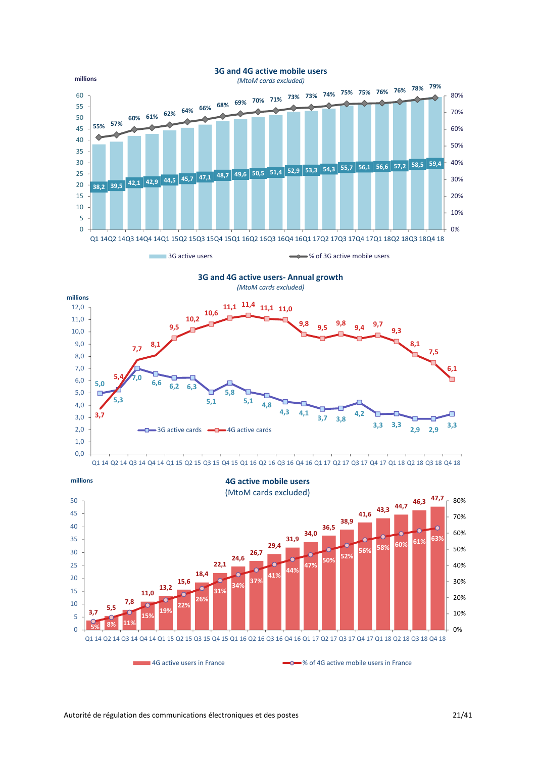## 3G and 4G active mobile users

*(MtoM cards excluded)*

millions

| Quarter | 3G active users (millions) | % of 3G active mobile users |
|---|---|---|
| Q1 14 | 38,2 | 55% |
| Q2 14 | 39,5 | 57% |
| Q3 14 | 42,1 | 60% |
| Q4 14 | 42,9 | 61% |
| Q1 15 | 44,5 | 62% |
| Q2 15 | 45,7 | 64% |
| Q3 15 | 47,1 | 66% |
| Q4 15 | 48,7 | 68% |
| Q1 16 | 49,6 | 69% |
| Q2 16 | 50,5 | 70% |
| Q3 16 | 51,4 | 71% |
| Q4 16 | 52,9 | 73% |
| Q1 17 | 53,3 | 73% |
| Q2 17 | 54,3 | 74% |
| Q3 17 | 55,7 | 75% |
| Q4 17 | 56,1 | 75% |
| Q1 18 | 56,6 | 76% |
| Q2 18 | 57,2 | 76% |
| Q3 18 | 58,5 | 78% |
| Q4 18 | 59,4 | 79% |

## 3G and 4G active users- Annual growth

*(MtoM cards excluded)*

millions

| Quarter | 3G active cards | 4G active cards |
|---|---|---|
| Q1 14 | 5,0 | 3,7 |
| Q2 14 | 5,3 | 5,4 |
| Q3 14 | 7,0 | 7,7 |
| Q4 14 | 6,6 | 8,1 |
| Q1 15 | 6,2 | 9,5 |
| Q2 15 | 6,3 | 10,2 |
| Q3 15 | 5,1 | 10,6 |
| Q4 15 | 5,8 | 11,1 |
| Q1 16 | 5,1 | 11,4 |
| Q2 16 | 4,8 | 11,1 |
| Q3 16 | 4,3 | 11,0 |
| Q4 16 | 4,1 | 9,8 |
| Q1 17 | 3,7 | 9,5 |
| Q2 17 | 3,8 | 9,8 |
| Q3 17 | 4,2 | 9,4 |
| Q4 17 | 3,3 | 9,7 |
| Q1 18 | 3,3 | 9,3 |
| Q2 18 | 2,9 | 8,1 |
| Q3 18 | 2,9 | 7,5 |
| Q4 18 | 3,3 | 6,1 |

## 4G active mobile users

(MtoM cards excluded)

millions

| Quarter | 4G active users in France (millions) | % of 4G active mobile users in France |
|---|---|---|
| Q1 14 | 3,7 | 5% |
| Q2 14 | 5,5 | 8% |
| Q3 14 | 7,8 | 11% |
| Q4 14 | 11,0 | 15% |
| Q1 15 | 13,2 | 19% |
| Q2 15 | 15,6 | 22% |
| Q3 15 | 18,4 | 26% |
| Q4 15 | 22,1 | 31% |
| Q1 16 | 24,6 | 34% |
| Q2 16 | 26,7 | 37% |
| Q3 16 | 29,4 | 41% |
| Q4 16 | 31,9 | 44% |
| Q1 17 | 34,0 | 47% |
| Q2 17 | 36,5 | 50% |
| Q3 17 | 38,9 | 52% |
| Q4 17 | 41,6 | 56% |
| Q1 18 | 43,3 | 58% |
| Q2 18 | 44,7 | 60% |
| Q3 18 | 46,3 | 61% |
| Q4 18 | 47,7 | 63% |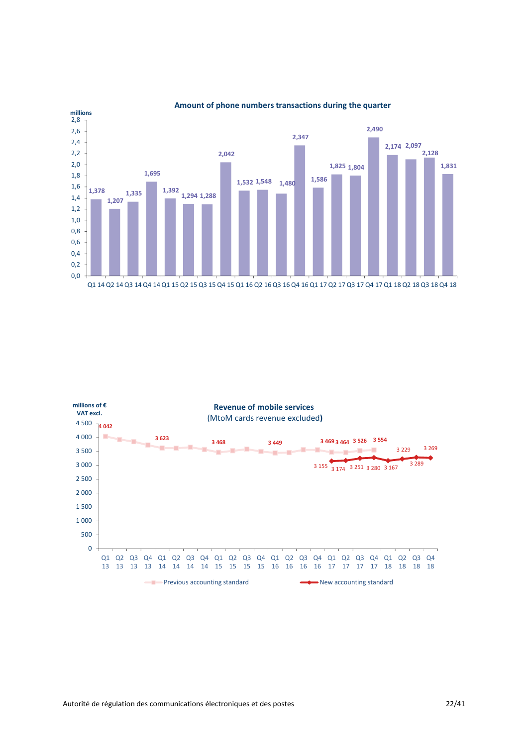## Amount of phone numbers transactions during the quarter

millions

| Quarter | Amount (millions) |
|---|---|
| Q1 14 | 1,378 |
| Q2 14 | 1,207 |
| Q3 14 | 1,335 |
| Q4 14 | 1,695 |
| Q1 15 | 1,392 |
| Q2 15 | 1,294 |
| Q3 15 | 1,288 |
| Q4 15 | 2,042 |
| Q1 16 | 1,532 |
| Q2 16 | 1,548 |
| Q3 16 | 1,480 |
| Q4 16 | 2,347 |
| Q1 17 | 1,586 |
| Q2 17 | 1,825 |
| Q3 17 | 1,804 |
| Q4 17 | 2,490 |
| Q1 18 | 2,174 |
| Q2 18 | 2,097 |
| Q3 18 | 2,128 |
| Q4 18 | 1,831 |

## Revenue of mobile services
(MtoM cards revenue excluded)

millions of € VAT excl.

| Quarter | Previous accounting standard | New accounting standard |
|---|---|---|
| Q1 13 | 4 042 | |
| Q1 14 | 3 623 | |
| Q1 15 | 3 468 | |
| Q1 16 | 3 449 | |
| Q4 16 | | 3 155 |
| Q1 17 | 3 469 | 3 174 |
| Q2 17 | 3 464 | 3 251 |
| Q3 17 | 3 526 | 3 280 |
| Q4 17 | 3 554 | 3 167 |
| Q1 18 | | 3 229 |
| Q2 18 | | 3 289 |
| Q3 18 | | 3 269 |

Previous accounting standard — New accounting standard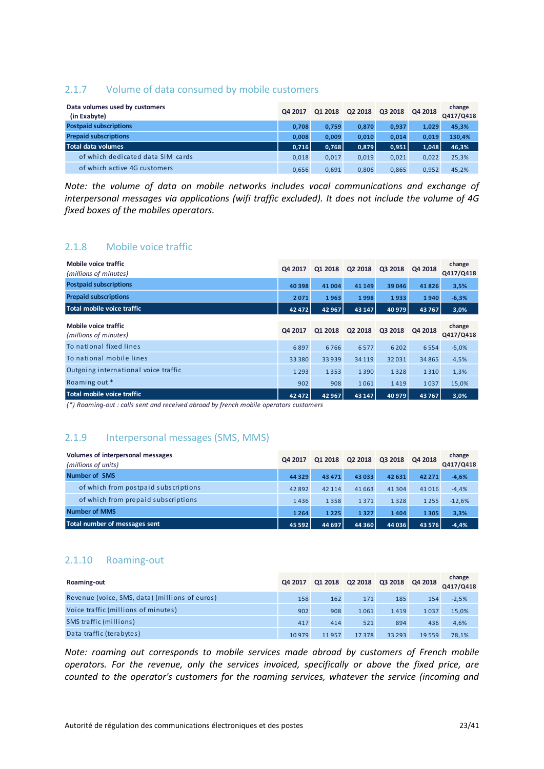### 2.1.7 Volume of data consumed by mobile customers

| Data volumes used by customers (in Exabyte) | Q4 2017 | Q1 2018 | Q2 2018 | Q3 2018 | Q4 2018 | change Q417/Q418 |
|---|---|---|---|---|---|---|
| **Postpaid subscriptions** | **0,708** | **0,759** | **0,870** | **0,937** | **1,029** | **45,3%** |
| **Prepaid subscriptions** | **0,008** | **0,009** | **0,010** | **0,014** | **0,019** | **130,4%** |
| **Total data volumes** | **0,716** | **0,768** | **0,879** | **0,951** | **1,048** | **46,3%** |
| of which dedicated data SIM cards | 0,018 | 0,017 | 0,019 | 0,021 | 0,022 | 25,3% |
| of which active 4G customers | 0,656 | 0,691 | 0,806 | 0,865 | 0,952 | 45,2% |

*Note: the volume of data on mobile networks includes vocal communications and exchange of interpersonal messages via applications (wifi traffic excluded). It does not include the volume of 4G fixed boxes of the mobiles operators.*

### 2.1.8 Mobile voice traffic

| Mobile voice traffic *(millions of minutes)* | Q4 2017 | Q1 2018 | Q2 2018 | Q3 2018 | Q4 2018 | change Q417/Q418 |
|---|---|---|---|---|---|---|
| **Postpaid subscriptions** | **40 398** | **41 004** | **41 149** | **39 046** | **41 826** | **3,5%** |
| **Prepaid subscriptions** | **2 071** | **1 963** | **1 998** | **1 933** | **1 940** | **-6,3%** |
| **Total mobile voice traffic** | **42 472** | **42 967** | **43 147** | **40 979** | **43 767** | **3,0%** |

| Mobile voice traffic *(millions of minutes)* | Q4 2017 | Q1 2018 | Q2 2018 | Q3 2018 | Q4 2018 | change Q417/Q418 |
|---|---|---|---|---|---|---|
| To national fixed lines | 6 897 | 6 766 | 6 577 | 6 202 | 6 554 | -5,0% |
| To national mobile lines | 33 380 | 33 939 | 34 119 | 32 031 | 34 865 | 4,5% |
| Outgoing international voice traffic | 1 293 | 1 353 | 1 390 | 1 328 | 1 310 | 1,3% |
| Roaming out * | 902 | 908 | 1 061 | 1 419 | 1 037 | 15,0% |
| **Total mobile voice traffic** | **42 472** | **42 967** | **43 147** | **40 979** | **43 767** | **3,0%** |

*(\*) Roaming-out : calls sent and received abroad by french mobile operators customers*

### 2.1.9 Interpersonal messages (SMS, MMS)

| Volumes of interpersonal messages *(millions of units)* | Q4 2017 | Q1 2018 | Q2 2018 | Q3 2018 | Q4 2018 | change Q417/Q418 |
|---|---|---|---|---|---|---|
| **Number of SMS** | **44 329** | **43 471** | **43 033** | **42 631** | **42 271** | **-4,6%** |
| of which from postpaid subscriptions | 42 892 | 42 114 | 41 663 | 41 304 | 41 016 | -4,4% |
| of which from prepaid subscriptions | 1 436 | 1 358 | 1 371 | 1 328 | 1 255 | -12,6% |
| **Number of MMS** | **1 264** | **1 225** | **1 327** | **1 404** | **1 305** | **3,3%** |
| **Total number of messages sent** | **45 592** | **44 697** | **44 360** | **44 036** | **43 576** | **-4,4%** |

### 2.1.10 Roaming-out

| Roaming-out | Q4 2017 | Q1 2018 | Q2 2018 | Q3 2018 | Q4 2018 | change Q417/Q418 |
|---|---|---|---|---|---|---|
| Revenue (voice, SMS, data) (millions of euros) | 158 | 162 | 171 | 185 | 154 | -2,5% |
| Voice traffic (millions of minutes) | 902 | 908 | 1 061 | 1 419 | 1 037 | 15,0% |
| SMS traffic (millions) | 417 | 414 | 521 | 894 | 436 | 4,6% |
| Data traffic (terabytes) | 10 979 | 11 957 | 17 378 | 33 293 | 19 559 | 78,1% |

*Note: roaming out corresponds to mobile services made abroad by customers of French mobile operators. For the revenue, only the services invoiced, specifically or above the fixed price, are counted to the operator's customers for the roaming services, whatever the service (incoming and*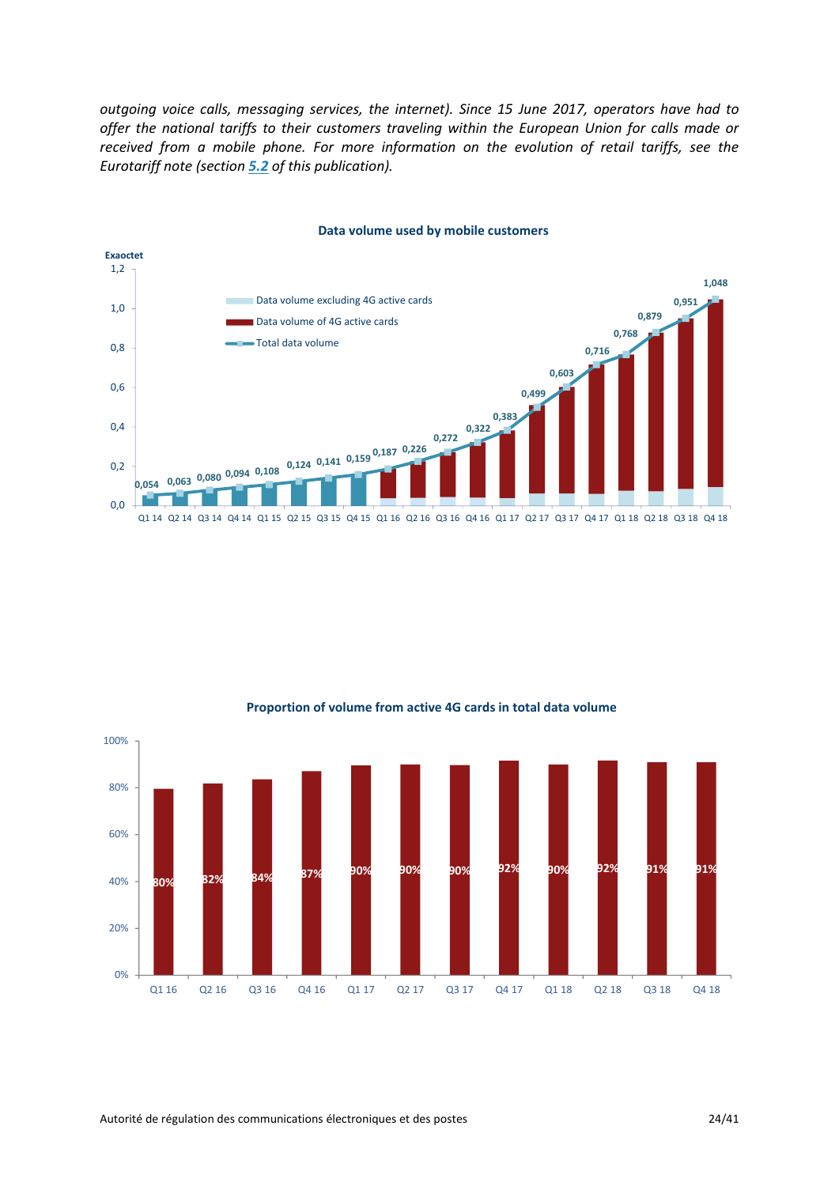*outgoing voice calls, messaging services, the internet). Since 15 June 2017, operators have had to offer the national tariffs to their customers traveling within the European Union for calls made or received from a mobile phone. For more information on the evolution of retail tariffs, see the Eurotariff note (section 5.2 of this publication).*

**Data volume used by mobile customers**

Exaoctet

| Quarter | Total data volume |
|---|---|
| Q1 14 | 0,054 |
| Q2 14 | 0,063 |
| Q3 14 | 0,080 |
| Q4 14 | 0,094 |
| Q1 15 | 0,108 |
| Q2 15 | 0,124 |
| Q3 15 | 0,141 |
| Q4 15 | 0,159 |
| Q1 16 | 0,187 |
| Q2 16 | 0,226 |
| Q3 16 | 0,272 |
| Q4 16 | 0,322 |
| Q1 17 | 0,383 |
| Q2 17 | 0,499 |
| Q3 17 | 0,603 |
| Q4 17 | 0,716 |
| Q1 18 | 0,768 |
| Q2 18 | 0,879 |
| Q3 18 | 0,951 |
| Q4 18 | 1,048 |

Legend: Data volume excluding 4G active cards; Data volume of 4G active cards; Total data volume

**Proportion of volume from active 4G cards in total data volume**

| Quarter | Proportion |
|---|---|
| Q1 16 | 80% |
| Q2 16 | 82% |
| Q3 16 | 84% |
| Q4 16 | 87% |
| Q1 17 | 90% |
| Q2 17 | 90% |
| Q3 17 | 90% |
| Q4 17 | 92% |
| Q1 18 | 90% |
| Q2 18 | 92% |
| Q3 18 | 91% |
| Q4 18 | 91% |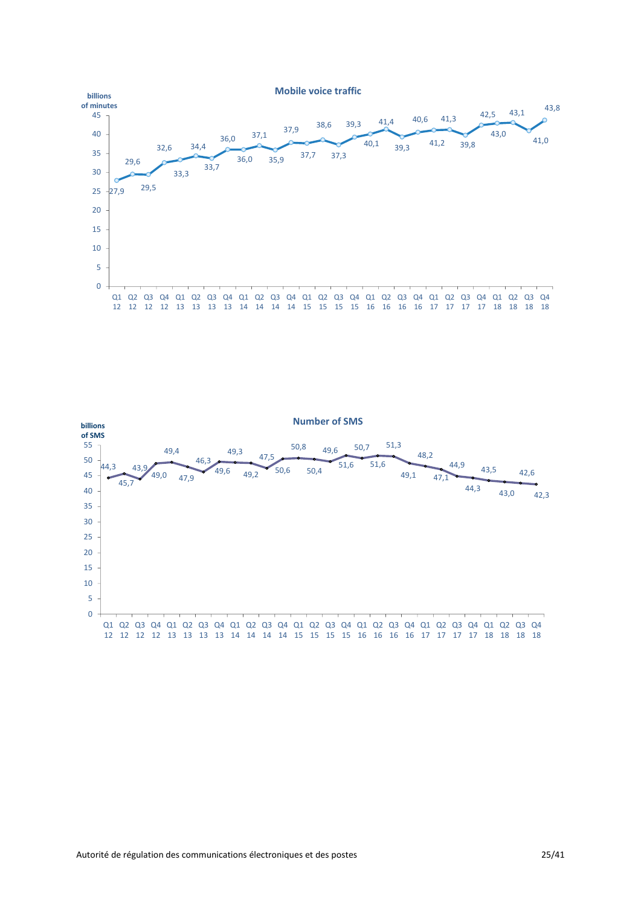**Mobile voice traffic**

billions of minutes

| Quarter | Mobile voice traffic |
|---|---|
| Q1 12 | 27,9 |
| Q2 12 | 29,6 |
| Q3 12 | 29,5 |
| Q4 12 | 32,6 |
| Q1 13 | 33,3 |
| Q2 13 | 34,4 |
| Q3 13 | 33,7 |
| Q4 13 | 36,0 |
| Q1 14 | 36,0 |
| Q2 14 | 37,1 |
| Q3 14 | 35,9 |
| Q4 14 | 37,9 |
| Q1 15 | 37,7 |
| Q2 15 | 38,6 |
| Q3 15 | 37,3 |
| Q4 15 | 39,3 |
| Q1 16 | 40,1 |
| Q2 16 | 41,4 |
| Q3 16 | 39,3 |
| Q4 16 | 40,6 |
| Q1 17 | 41,2 |
| Q2 17 | 41,3 |
| Q3 17 | 39,8 |
| Q4 17 | 42,5 |
| Q1 18 | 43,0 |
| Q2 18 | 43,1 |
| Q3 18 | 41,0 |
| Q4 18 | 43,8 |

**Number of SMS**

billions of SMS

| Quarter | Number of SMS |
|---|---|
| Q1 12 | 44,3 |
| Q2 12 | 45,7 |
| Q3 12 | 43,9 |
| Q4 12 | 49,0 |
| Q1 13 | 49,4 |
| Q2 13 | 47,9 |
| Q3 13 | 46,3 |
| Q4 13 | 49,6 |
| Q1 14 | 49,3 |
| Q2 14 | 49,2 |
| Q3 14 | 47,5 |
| Q4 14 | 50,6 |
| Q1 15 | 50,8 |
| Q2 15 | 50,4 |
| Q3 15 | 49,6 |
| Q4 15 | 51,6 |
| Q1 16 | 50,7 |
| Q2 16 | 51,6 |
| Q3 16 | 51,3 |
| Q4 16 | 49,1 |
| Q1 17 | 48,2 |
| Q2 17 | 47,1 |
| Q3 17 | 44,9 |
| Q4 17 | 44,3 |
| Q1 18 | 43,5 |
| Q2 18 | 43,0 |
| Q3 18 | 42,6 |
| Q4 18 | 42,3 |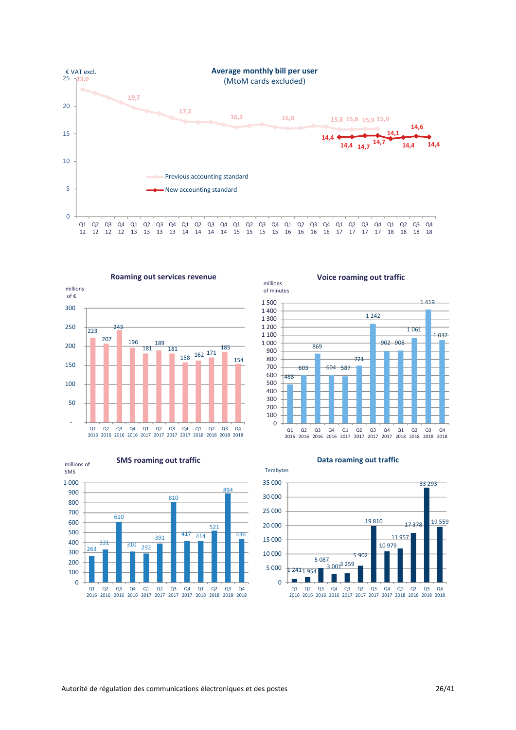## Average monthly bill per user
(MtoM cards excluded)

€ VAT excl.

| Quarter | Previous accounting standard | New accounting standard |
|---|---|---|
| Q1 12 | 23,0 | |
| Q4 12 | 19,7 | |
| Q4 13 | 17,2 | |
| Q4 14 | 16,2 | |
| Q4 15 | 16,0 | |
| Q1 17 | 15,8 | 14,4 |
| Q2 17 | 15,8 | 14,4 |
| Q3 17 | 15,9 | 14,7 |
| Q4 17 | 15,9 | 14,7 |
| Q1 18 | | 14,1 |
| Q2 18 | | 14,4 |
| Q3 18 | | 14,6 |
| Q4 18 | | 14,4 |

## Roaming out services revenue

millions of €

| Q1 2016 | Q2 2016 | Q3 2016 | Q4 2016 | Q1 2017 | Q2 2017 | Q3 2017 | Q4 2017 | Q1 2018 | Q2 2018 | Q3 2018 | Q4 2018 |
|---|---|---|---|---|---|---|---|---|---|---|---|
| 223 | 207 | 243 | 196 | 181 | 189 | 181 | 158 | 162 | 171 | 185 | 154 |

## Voice roaming out traffic

millions of minutes

| Q1 2016 | Q2 2016 | Q3 2016 | Q4 2016 | Q1 2017 | Q2 2017 | Q3 2017 | Q4 2017 | Q1 2018 | Q2 2018 | Q3 2018 | Q4 2018 |
|---|---|---|---|---|---|---|---|---|---|---|---|
| 488 | 603 | 869 | 604 | 587 | 721 | 1 242 | 902 | 908 | 1 061 | 1 419 | 1 037 |

## SMS roaming out traffic

millions of SMS

| Q1 2016 | Q2 2016 | Q3 2016 | Q4 2016 | Q1 2017 | Q2 2017 | Q3 2017 | Q4 2017 | Q1 2018 | Q2 2018 | Q3 2018 | Q4 2018 |
|---|---|---|---|---|---|---|---|---|---|---|---|
| 263 | 331 | 610 | 310 | 292 | 391 | 810 | 417 | 414 | 521 | 894 | 436 |

## Data roaming out traffic

Terabytes

| Q1 2016 | Q2 2016 | Q3 2016 | Q4 2016 | Q1 2017 | Q2 2017 | Q3 2017 | Q4 2017 | Q1 2018 | Q2 2018 | Q3 2018 | Q4 2018 |
|---|---|---|---|---|---|---|---|---|---|---|---|
| 1 241 | 1 954 | 5 087 | 3 001 | 3 259 | 5 902 | 19 810 | 10 979 | 11 957 | 17 378 | 33 293 | 19 559 |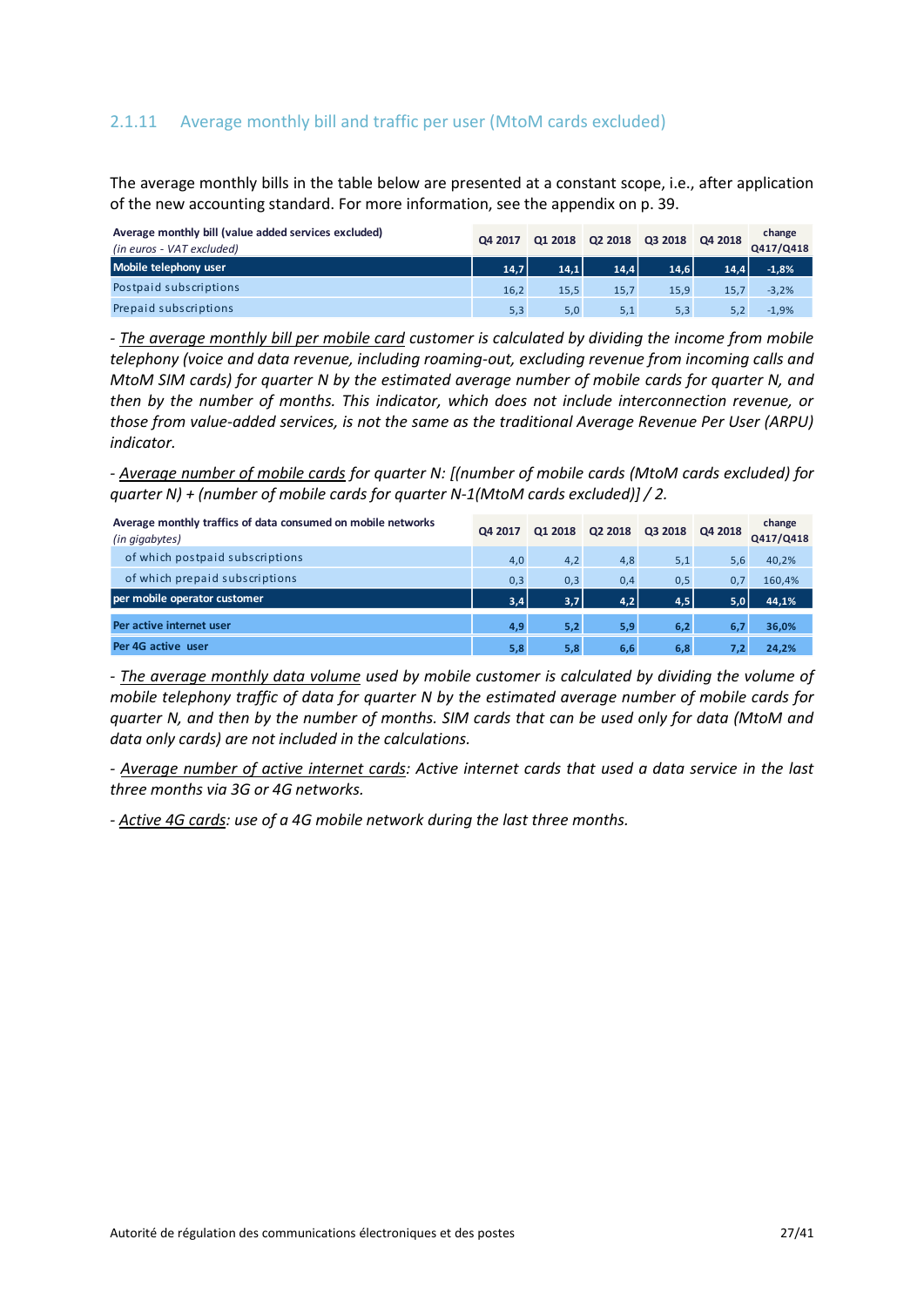### 2.1.11 Average monthly bill and traffic per user (MtoM cards excluded)

The average monthly bills in the table below are presented at a constant scope, i.e., after application of the new accounting standard. For more information, see the appendix on p. 39.

| **Average monthly bill (value added services excluded)** *(in euros - VAT excluded)* | Q4 2017 | Q1 2018 | Q2 2018 | Q3 2018 | Q4 2018 | change Q417/Q418 |
|---|---|---|---|---|---|---|
| **Mobile telephony user** | **14,7** | **14,1** | **14,4** | **14,6** | **14,4** | **-1,8%** |
| Postpaid subscriptions | 16,2 | 15,5 | 15,7 | 15,9 | 15,7 | -3,2% |
| Prepaid subscriptions | 5,3 | 5,0 | 5,1 | 5,3 | 5,2 | -1,9% |

*- <u>The average monthly bill per mobile card</u> customer is calculated by dividing the income from mobile telephony (voice and data revenue, including roaming-out, excluding revenue from incoming calls and MtoM SIM cards) for quarter N by the estimated average number of mobile cards for quarter N, and then by the number of months. This indicator, which does not include interconnection revenue, or those from value-added services, is not the same as the traditional Average Revenue Per User (ARPU) indicator.*

*- <u>Average number of mobile cards</u> for quarter N: [(number of mobile cards (MtoM cards excluded) for quarter N) + (number of mobile cards for quarter N-1(MtoM cards excluded)] / 2.*

| **Average monthly traffics of data consumed on mobile networks** *(in gigabytes)* | Q4 2017 | Q1 2018 | Q2 2018 | Q3 2018 | Q4 2018 | change Q417/Q418 |
|---|---|---|---|---|---|---|
| of which postpaid subscriptions | 4,0 | 4,2 | 4,8 | 5,1 | 5,6 | 40,2% |
| of which prepaid subscriptions | 0,3 | 0,3 | 0,4 | 0,5 | 0,7 | 160,4% |
| **per mobile operator customer** | **3,4** | **3,7** | **4,2** | **4,5** | **5,0** | **44,1%** |
| **Per active internet user** | **4,9** | **5,2** | **5,9** | **6,2** | **6,7** | **36,0%** |
| **Per 4G active user** | **5,8** | **5,8** | **6,6** | **6,8** | **7,2** | **24,2%** |

*- <u>The average monthly data volume</u> used by mobile customer is calculated by dividing the volume of mobile telephony traffic of data for quarter N by the estimated average number of mobile cards for quarter N, and then by the number of months. SIM cards that can be used only for data (MtoM and data only cards) are not included in the calculations.*

*- <u>Average number of active internet cards</u>: Active internet cards that used a data service in the last three months via 3G or 4G networks.*

*- <u>Active 4G cards</u>: use of a 4G mobile network during the last three months.*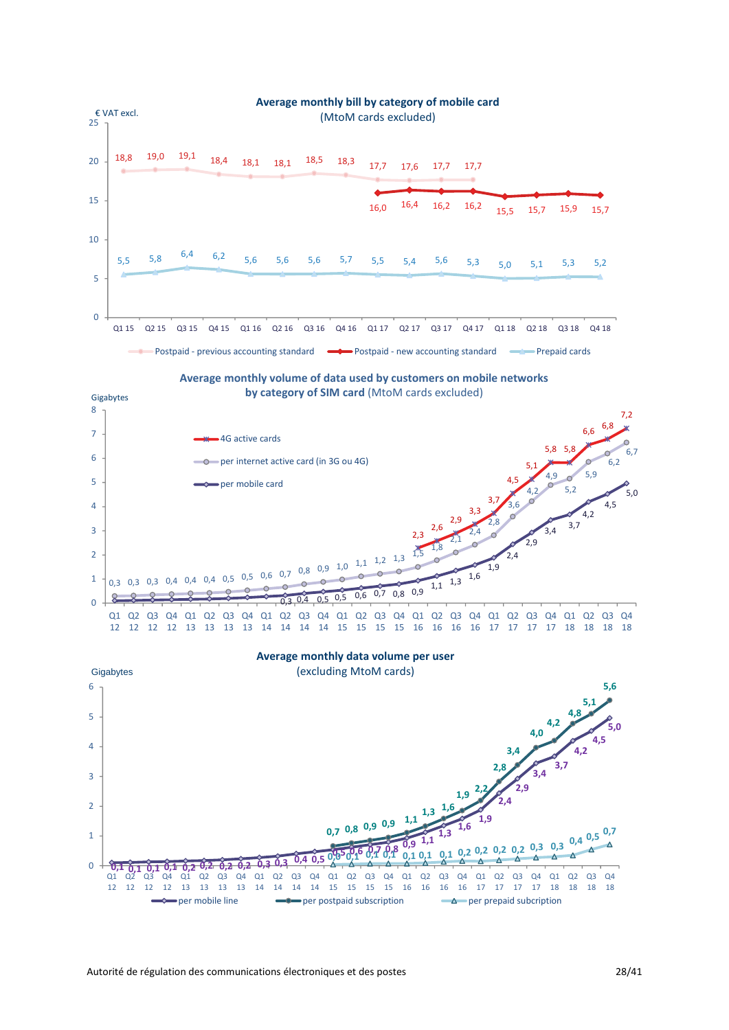## Average monthly bill by category of mobile card

(MtoM cards excluded)

€ VAT excl.

| Quarter | Postpaid - previous accounting standard | Postpaid - new accounting standard | Prepaid cards |
|---|---|---|---|
| Q1 15 | 18,8 | | 5,5 |
| Q2 15 | 19,0 | | 5,8 |
| Q3 15 | 19,1 | | 6,4 |
| Q4 15 | 18,4 | | 6,2 |
| Q1 16 | 18,1 | | 5,6 |
| Q2 16 | 18,1 | | 5,6 |
| Q3 16 | 18,5 | | 5,6 |
| Q4 16 | 18,3 | | 5,7 |
| Q1 17 | 17,7 | 16,0 | 5,5 |
| Q2 17 | 17,6 | 16,4 | 5,4 |
| Q3 17 | 17,7 | 16,2 | 5,6 |
| Q4 17 | 17,7 | 16,2 | 5,3 |
| Q1 18 | | 15,5 | 5,0 |
| Q2 18 | | 15,7 | 5,1 |
| Q3 18 | | 15,9 | 5,3 |
| Q4 18 | | 15,7 | 5,2 |

## Average monthly volume of data used by customers on mobile networks by category of SIM card (MtoM cards excluded)

Gigabytes

| Quarter | 4G active cards | per internet active card (in 3G ou 4G) | per mobile card |
|---|---|---|---|
| Q1 12 | | 0,3 | |
| Q2 12 | | 0,3 | |
| Q3 12 | | 0,3 | |
| Q4 12 | | 0,4 | |
| Q1 13 | | 0,4 | |
| Q2 13 | | 0,4 | |
| Q3 13 | | 0,5 | |
| Q4 13 | | 0,5 | |
| Q1 14 | | 0,6 | |
| Q2 14 | | 0,7 | 0,3 |
| Q3 14 | | 0,8 | 0,4 |
| Q4 14 | | 0,9 | 0,5 |
| Q1 15 | | 1,0 | 0,5 |
| Q2 15 | | 1,1 | 0,6 |
| Q3 15 | | 1,2 | 0,7 |
| Q4 15 | | 1,3 | 0,8 |
| Q1 16 | 2,3 | 1,5 | 0,9 |
| Q2 16 | 2,6 | 1,8 | 1,1 |
| Q3 16 | 2,9 | 2,1 | 1,3 |
| Q4 16 | 3,3 | 2,4 | 1,6 |
| Q1 17 | 3,7 | 2,8 | 1,9 |
| Q2 17 | 4,5 | 3,6 | 2,4 |
| Q3 17 | 5,1 | 4,2 | 2,9 |
| Q4 17 | 5,8 | 4,9 | 3,4 |
| Q1 18 | 5,8 | 5,2 | 3,7 |
| Q2 18 | 6,6 | 5,9 | 4,2 |
| Q3 18 | 6,8 | 6,2 | 4,5 |
| Q4 18 | 7,2 | 6,7 | 5,0 |

## Average monthly data volume per user

(excluding MtoM cards)

Gigabytes

| Quarter | per mobile line | per postpaid subscription | per prepaid subcription |
|---|---|---|---|
| Q1 12 | 0,1 | | |
| Q2 12 | 0,1 | | |
| Q3 12 | 0,1 | | |
| Q4 12 | 0,1 | | |
| Q1 13 | 0,2 | | |
| Q2 13 | 0,2 | | |
| Q3 13 | 0,2 | | |
| Q4 13 | 0,2 | | |
| Q1 14 | 0,3 | | |
| Q2 14 | 0,3 | | |
| Q3 14 | 0,4 | | |
| Q4 14 | 0,5 | | |
| Q1 15 | 0,5 | 0,7 | 0,0 |
| Q2 15 | 0,6 | 0,8 | 0,1 |
| Q3 15 | 0,7 | 0,9 | 0,1 |
| Q4 15 | 0,8 | 0,9 | 0,1 |
| Q1 16 | 0,9 | 1,1 | 0,1 |
| Q2 16 | 1,1 | 1,3 | 0,1 |
| Q3 16 | 1,3 | 1,6 | 0,1 |
| Q4 16 | 1,6 | 1,9 | 0,2 |
| Q1 17 | 1,9 | 2,2 | 0,2 |
| Q2 17 | 2,4 | 2,8 | 0,2 |
| Q3 17 | 2,9 | 3,4 | 0,2 |
| Q4 17 | 3,4 | 4,0 | 0,3 |
| Q1 18 | 3,7 | 4,2 | 0,3 |
| Q2 18 | 4,2 | 4,8 | 0,4 |
| Q3 18 | 4,5 | 5,1 | 0,5 |
| Q4 18 | 5,0 | 5,6 | 0,7 |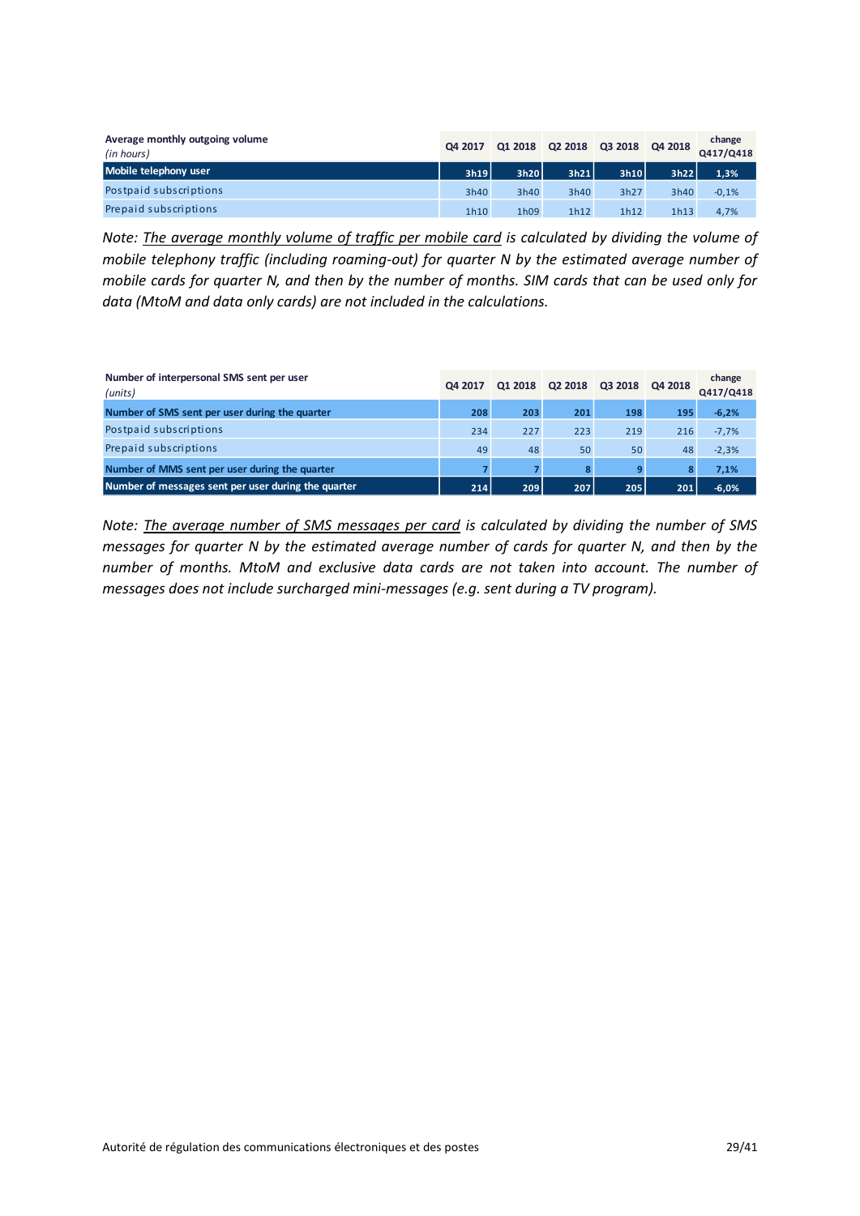| Average monthly outgoing volume *(in hours)* | Q4 2017 | Q1 2018 | Q2 2018 | Q3 2018 | Q4 2018 | change Q417/Q418 |
|---|---|---|---|---|---|---|
| **Mobile telephony user** | **3h19** | **3h20** | **3h21** | **3h10** | **3h22** | **1,3%** |
| Postpaid subscriptions | 3h40 | 3h40 | 3h40 | 3h27 | 3h40 | -0,1% |
| Prepaid subscriptions | 1h10 | 1h09 | 1h12 | 1h12 | 1h13 | 4,7% |

*Note: The average monthly volume of traffic per mobile card is calculated by dividing the volume of mobile telephony traffic (including roaming-out) for quarter N by the estimated average number of mobile cards for quarter N, and then by the number of months. SIM cards that can be used only for data (MtoM and data only cards) are not included in the calculations.*

| Number of interpersonal SMS sent per user *(units)* | Q4 2017 | Q1 2018 | Q2 2018 | Q3 2018 | Q4 2018 | change Q417/Q418 |
|---|---|---|---|---|---|---|
| **Number of SMS sent per user during the quarter** | **208** | **203** | **201** | **198** | **195** | **-6,2%** |
| Postpaid subscriptions | 234 | 227 | 223 | 219 | 216 | -7,7% |
| Prepaid subscriptions | 49 | 48 | 50 | 50 | 48 | -2,3% |
| **Number of MMS sent per user during the quarter** | **7** | **7** | **8** | **9** | **8** | **7,1%** |
| **Number of messages sent per user during the quarter** | **214** | **209** | **207** | **205** | **201** | **-6,0%** |

*Note: The average number of SMS messages per card is calculated by dividing the number of SMS messages for quarter N by the estimated average number of cards for quarter N, and then by the number of months. MtoM and exclusive data cards are not taken into account. The number of messages does not include surcharged mini-messages (e.g. sent during a TV program).*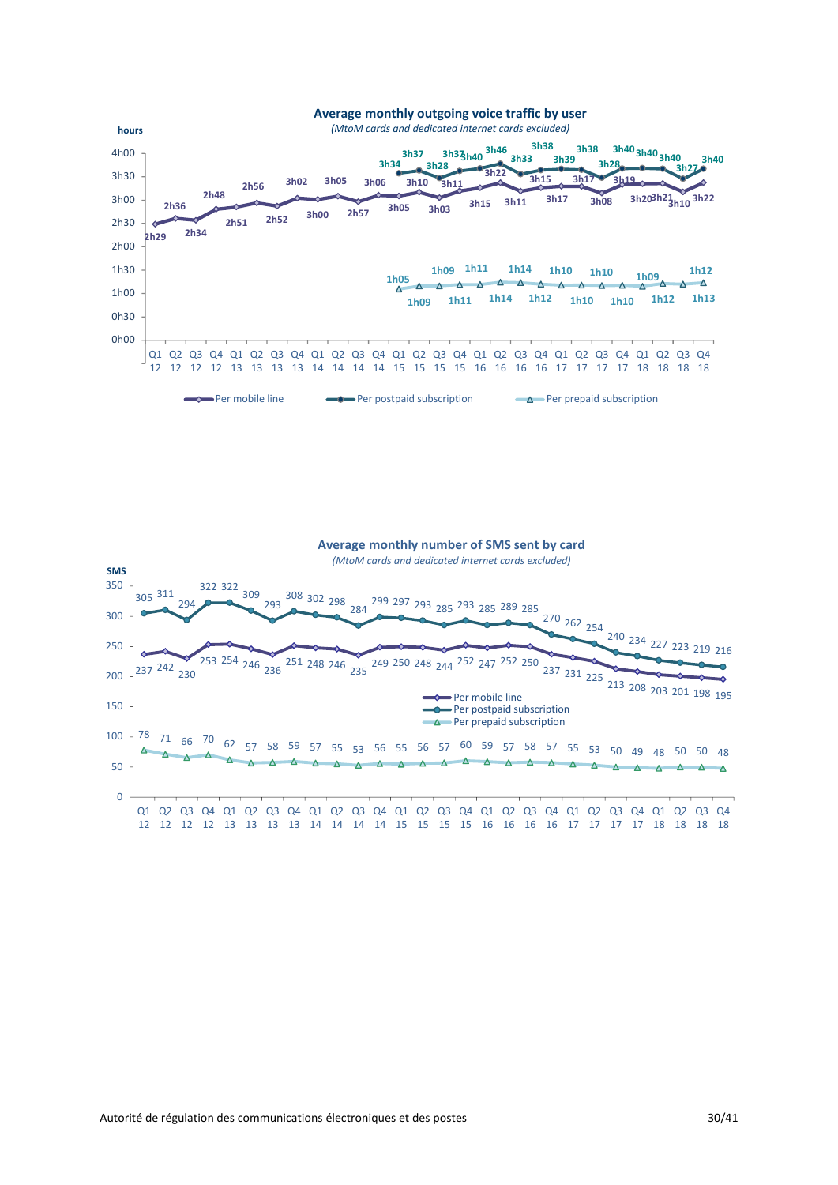## Average monthly outgoing voice traffic by user

*(MtoM cards and dedicated internet cards excluded)*

| Quarter | Per mobile line | Per postpaid subscription | Per prepaid subscription |
|---|---|---|---|
| Q1 12 | 2h29 | | |
| Q2 12 | 2h36 | | |
| Q3 12 | 2h34 | | |
| Q4 12 | 2h48 | | |
| Q1 13 | 2h51 | | |
| Q2 13 | 2h56 | | |
| Q3 13 | 2h52 | | |
| Q4 13 | 3h02 | | |
| Q1 14 | 3h00 | | |
| Q2 14 | 3h05 | | |
| Q3 14 | 2h57 | | |
| Q4 14 | 3h06 | | |
| Q1 15 | 3h05 | 3h34 | 1h05 |
| Q2 15 | 3h10 | 3h37 | 1h09 |
| Q3 15 | 3h03 | 3h28 | 1h09 |
| Q4 15 | 3h11 | 3h37 | 1h11 |
| Q1 16 | 3h15 | 3h40 | 1h11 |
| Q2 16 | 3h22 | 3h46 | 1h14 |
| Q3 16 | 3h11 | 3h33 | 1h14 |
| Q4 16 | 3h15 | 3h38 | 1h12 |
| Q1 17 | 3h17 | 3h39 | 1h10 |
| Q2 17 | 3h17 | 3h38 | 1h10 |
| Q3 17 | 3h08 | 3h28 | 1h10 |
| Q4 17 | 3h19 | 3h40 | 1h10 |
| Q1 18 | 3h20 | 3h40 | 1h09 |
| Q2 18 | 3h21 | 3h40 | 1h12 |
| Q3 18 | 3h10 | 3h27 | 1h12 |
| Q4 18 | 3h22 | 3h40 | 1h13 |

## Average monthly number of SMS sent by card

*(MtoM cards and dedicated internet cards excluded)*

| Quarter | Per mobile line | Per postpaid subscription | Per prepaid subscription |
|---|---|---|---|
| Q1 12 | 237 | 305 | 78 |
| Q2 12 | 242 | 311 | 71 |
| Q3 12 | 230 | 294 | 66 |
| Q4 12 | 253 | 322 | 70 |
| Q1 13 | 254 | 322 | 62 |
| Q2 13 | 246 | 309 | 57 |
| Q3 13 | 236 | 293 | 58 |
| Q4 13 | 251 | 308 | 59 |
| Q1 14 | 248 | 302 | 57 |
| Q2 14 | 246 | 298 | 55 |
| Q3 14 | 235 | 284 | 53 |
| Q4 14 | 249 | 299 | 56 |
| Q1 15 | 250 | 297 | 55 |
| Q2 15 | 248 | 293 | 56 |
| Q3 15 | 244 | 285 | 57 |
| Q4 15 | 252 | 293 | 60 |
| Q1 16 | 247 | 285 | 59 |
| Q2 16 | 252 | 289 | 57 |
| Q3 16 | 250 | 285 | 58 |
| Q4 16 | 237 | 270 | 57 |
| Q1 17 | 231 | 262 | 55 |
| Q2 17 | 225 | 254 | 53 |
| Q3 17 | 213 | 240 | 50 |
| Q4 17 | 208 | 234 | 49 |
| Q1 18 | 203 | 227 | 48 |
| Q2 18 | 201 | 223 | 50 |
| Q3 18 | 198 | 219 | 50 |
| Q4 18 | 195 | 216 | 48 |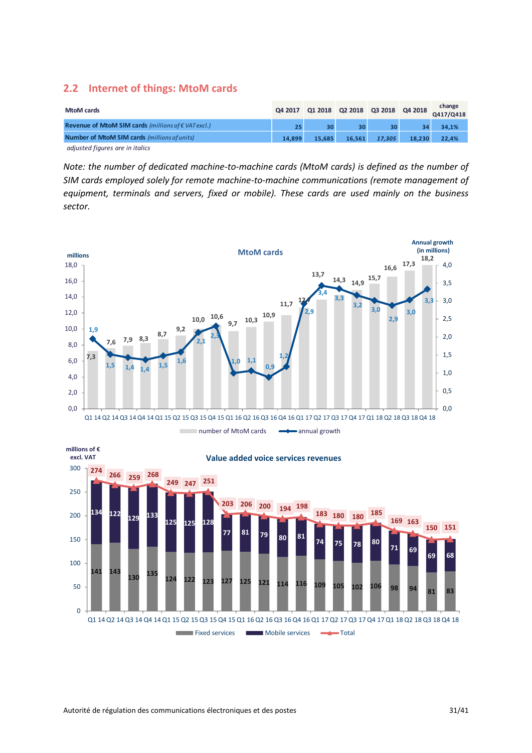## 2.2 Internet of things: MtoM cards

| MtoM cards | Q4 2017 | Q1 2018 | Q2 2018 | Q3 2018 | Q4 2018 | change Q417/Q418 |
|---|---|---|---|---|---|---|
| **Revenue of MtoM SIM cards** *(millions of € VAT excl.)* | 25 | 30 | 30 | 30 | 34 | 34,1% |
| **Number of MtoM SIM cards** *(millions of units)* | 14,899 | 15,685 | 16,561 | *17,305* | 18,230 | 22,4% |

*adjusted figures are in italics*

*Note: the number of dedicated machine-to-machine cards (MtoM cards) is defined as the number of SIM cards employed solely for remote machine-to-machine communications (remote management of equipment, terminals and servers, fixed or mobile). These cards are used mainly on the business sector.*

**MtoM cards**

| Quarter | Number of MtoM cards (millions) | Annual growth (in millions) |
|---|---|---|
| Q1 14 | 7,3 | 1,9 |
| Q2 14 | 7,6 | 1,5 |
| Q3 14 | 7,9 | 1,4 |
| Q4 14 | 8,3 | 1,4 |
| Q1 15 | 8,7 | 1,5 |
| Q2 15 | 9,2 | 1,6 |
| Q3 15 | 10,0 | 2,1 |
| Q4 15 | 10,6 | 2,3 |
| Q1 16 | 9,7 | 1,0 |
| Q2 16 | 10,3 | 1,1 |
| Q3 16 | 10,9 | 0,9 |
| Q4 16 | 11,7 | 1,2 |
| Q1 17 | 12,7 | 2,9 |
| Q2 17 | 13,7 | 3,4 |
| Q3 17 | 14,3 | 3,3 |
| Q4 17 | 14,9 | 3,2 |
| Q1 18 | 15,7 | 3,0 |
| Q2 18 | 16,6 | 2,9 |
| Q3 18 | 17,3 | 3,0 |
| Q4 18 | 18,2 | 3,3 |

**Value added voice services revenues** (millions of € excl. VAT)

| Quarter | Fixed services | Mobile services | Total |
|---|---|---|---|
| Q1 14 | 141 | 134 | 274 |
| Q2 14 | 143 | 122 | 266 |
| Q3 14 | 130 | 129 | 259 |
| Q4 14 | 135 | 133 | 268 |
| Q1 15 | 124 | 125 | 249 |
| Q2 15 | 122 | 125 | 247 |
| Q3 15 | 123 | 128 | 251 |
| Q4 15 | 127 | 77 | 203 |
| Q1 16 | 125 | 81 | 206 |
| Q2 16 | 121 | 79 | 200 |
| Q3 16 | 114 | 80 | 194 |
| Q4 16 | 116 | 81 | 198 |
| Q1 17 | 109 | 74 | 183 |
| Q2 17 | 105 | 75 | 180 |
| Q3 17 | 102 | 78 | 180 |
| Q4 17 | 106 | 80 | 185 |
| Q1 18 | 98 | 71 | 169 |
| Q2 18 | 94 | 69 | 163 |
| Q3 18 | 81 | 69 | 150 |
| Q4 18 | 83 | 68 | 151 |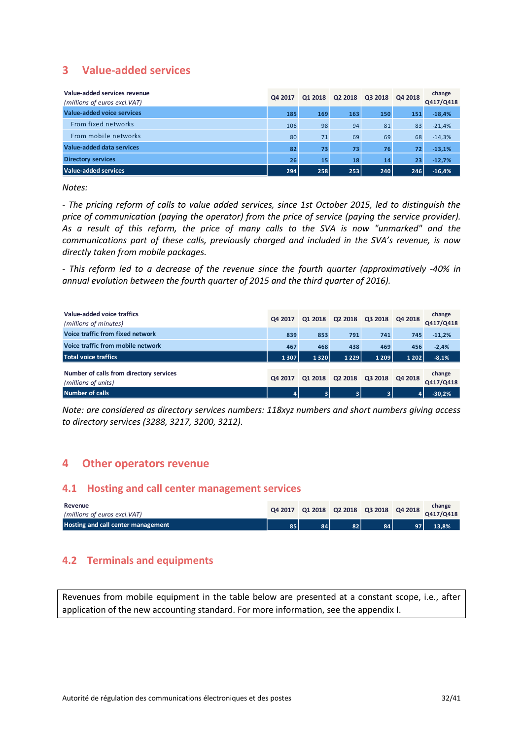## 3 Value-added services

| Value-added services revenue *(millions of euros excl.VAT)* | Q4 2017 | Q1 2018 | Q2 2018 | Q3 2018 | Q4 2018 | change Q417/Q418 |
|---|---|---|---|---|---|---|
| **Value-added voice services** | **185** | **169** | **163** | **150** | **151** | **-18,4%** |
| From fixed networks | 106 | 98 | 94 | 81 | 83 | -21,4% |
| From mobile networks | 80 | 71 | 69 | 69 | 68 | -14,3% |
| **Value-added data services** | **82** | **73** | **73** | **76** | **72** | **-13,1%** |
| **Directory services** | **26** | **15** | **18** | **14** | **23** | **-12,7%** |
| **Value-added services** | **294** | **258** | **253** | **240** | **246** | **-16,4%** |

*Notes:*

*- The pricing reform of calls to value added services, since 1st October 2015, led to distinguish the price of communication (paying the operator) from the price of service (paying the service provider). As a result of this reform, the price of many calls to the SVA is now "unmarked" and the communications part of these calls, previously charged and included in the SVA's revenue, is now directly taken from mobile packages.*

*- This reform led to a decrease of the revenue since the fourth quarter (approximatively -40% in annual evolution between the fourth quarter of 2015 and the third quarter of 2016).*

| Value-added voice traffics *(millions of minutes)* | Q4 2017 | Q1 2018 | Q2 2018 | Q3 2018 | Q4 2018 | change Q417/Q418 |
|---|---|---|---|---|---|---|
| **Voice traffic from fixed network** | **839** | **853** | **791** | **741** | **745** | **-11,2%** |
| **Voice traffic from mobile network** | **467** | **468** | **438** | **469** | **456** | **-2,4%** |
| **Total voice traffics** | **1 307** | **1 320** | **1 229** | **1 209** | **1 202** | **-8,1%** |

| Number of calls from directory services *(millions of units)* | Q4 2017 | Q1 2018 | Q2 2018 | Q3 2018 | Q4 2018 | change Q417/Q418 |
|---|---|---|---|---|---|---|
| **Number of calls** | **4** | **3** | **3** | **3** | **4** | **-30,2%** |

*Note: are considered as directory services numbers: 118xyz numbers and short numbers giving access to directory services (3288, 3217, 3200, 3212).*

## 4 Other operators revenue

### 4.1 Hosting and call center management services

| Revenue *(millions of euros excl.VAT)* | Q4 2017 | Q1 2018 | Q2 2018 | Q3 2018 | Q4 2018 | change Q417/Q418 |
|---|---|---|---|---|---|---|
| **Hosting and call center management** | **85** | **84** | **82** | **84** | **97** | **13,8%** |

### 4.2 Terminals and equipments

Revenues from mobile equipment in the table below are presented at a constant scope, i.e., after application of the new accounting standard. For more information, see the appendix I.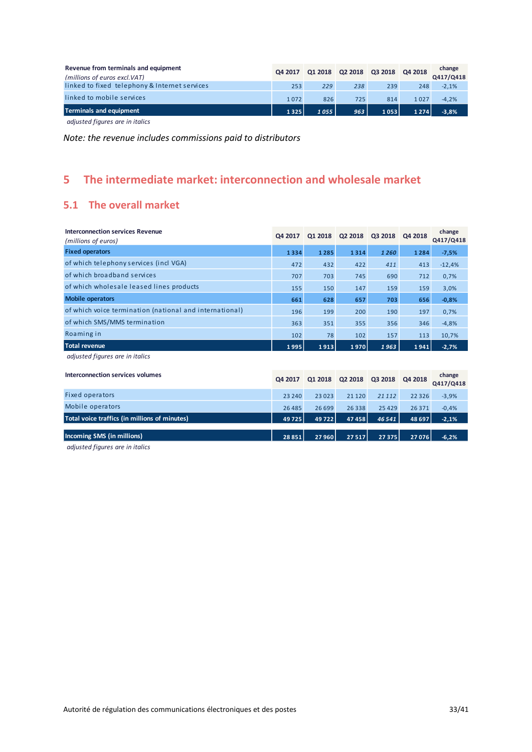| Revenue from terminals and equipment *(millions of euros excl.VAT)* | Q4 2017 | Q1 2018 | Q2 2018 | Q3 2018 | Q4 2018 | change Q417/Q418 |
|---|---|---|---|---|---|---|
| linked to fixed telephony & Internet services | 253 | *229* | *238* | 239 | 248 | -2,1% |
| linked to mobile services | 1 072 | 826 | 725 | 814 | 1 027 | -4,2% |
| **Terminals and equipment** | **1 325** | ***1 055*** | ***963*** | **1 053** | **1 274** | **-3,8%** |

*adjusted figures are in italics*

*Note: the revenue includes commissions paid to distributors*

# 5 The intermediate market: interconnection and wholesale market

## 5.1 The overall market

| Interconnection services Revenue *(millions of euros)* | Q4 2017 | Q1 2018 | Q2 2018 | Q3 2018 | Q4 2018 | change Q417/Q418 |
|---|---|---|---|---|---|---|
| **Fixed operators** | **1 334** | **1 285** | **1 314** | ***1 260*** | **1 284** | **-7,5%** |
| of which telephony services (incl VGA) | 472 | 432 | 422 | *411* | 413 | -12,4% |
| of which broadband services | 707 | 703 | 745 | 690 | 712 | 0,7% |
| of which wholesale leased lines products | 155 | 150 | 147 | 159 | 159 | 3,0% |
| **Mobile operators** | **661** | **628** | **657** | **703** | **656** | **-0,8%** |
| of which voice termination (national and international) | 196 | 199 | 200 | 190 | 197 | 0,7% |
| of which SMS/MMS termination | 363 | 351 | 355 | 356 | 346 | -4,8% |
| Roaming in | 102 | 78 | 102 | 157 | 113 | 10,7% |
| **Total revenue** | **1 995** | **1 913** | **1 970** | ***1 963*** | **1 941** | **-2,7%** |

*adjusted figures are in italics*

| Interconnection services volumes | Q4 2017 | Q1 2018 | Q2 2018 | Q3 2018 | Q4 2018 | change Q417/Q418 |
|---|---|---|---|---|---|---|
| Fixed operators | 23 240 | 23 023 | 21 120 | *21 112* | 22 326 | -3,9% |
| Mobile operators | 26 485 | 26 699 | 26 338 | 25 429 | 26 371 | -0,4% |
| **Total voice traffics (in millions of minutes)** | **49 725** | **49 722** | **47 458** | ***46 541*** | **48 697** | **-2,1%** |
| **Incoming SMS (in millions)** | **28 851** | **27 960** | **27 517** | **27 375** | **27 076** | **-6,2%** |

*adjusted figures are in italics*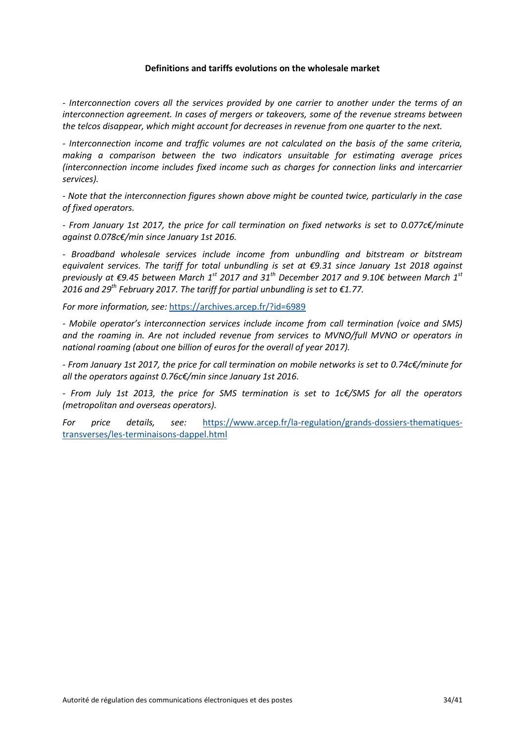**Definitions and tariffs evolutions on the wholesale market**

*- Interconnection covers all the services provided by one carrier to another under the terms of an interconnection agreement. In cases of mergers or takeovers, some of the revenue streams between the telcos disappear, which might account for decreases in revenue from one quarter to the next.*

*- Interconnection income and traffic volumes are not calculated on the basis of the same criteria, making a comparison between the two indicators unsuitable for estimating average prices (interconnection income includes fixed income such as charges for connection links and intercarrier services).*

*- Note that the interconnection figures shown above might be counted twice, particularly in the case of fixed operators.*

*- From January 1st 2017, the price for call termination on fixed networks is set to 0.077c€/minute against 0.078c€/min since January 1st 2016.*

*- Broadband wholesale services include income from unbundling and bitstream or bitstream equivalent services. The tariff for total unbundling is set at €9.31 since January 1st 2018 against previously at €9.45 between March 1st 2017 and 31th December 2017 and 9.10€ between March 1st 2016 and 29th February 2017. The tariff for partial unbundling is set to €1.77.*

*For more information, see:* https://archives.arcep.fr/?id=6989

*- Mobile operator's interconnection services include income from call termination (voice and SMS) and the roaming in. Are not included revenue from services to MVNO/full MVNO or operators in national roaming (about one billion of euros for the overall of year 2017).*

*- From January 1st 2017, the price for call termination on mobile networks is set to 0.74c€/minute for all the operators against 0.76c€/min since January 1st 2016.*

*- From July 1st 2013, the price for SMS termination is set to 1c€/SMS for all the operators (metropolitan and overseas operators).*

*For price details, see:* https://www.arcep.fr/la-regulation/grands-dossiers-thematiques-transverses/les-terminaisons-dappel.html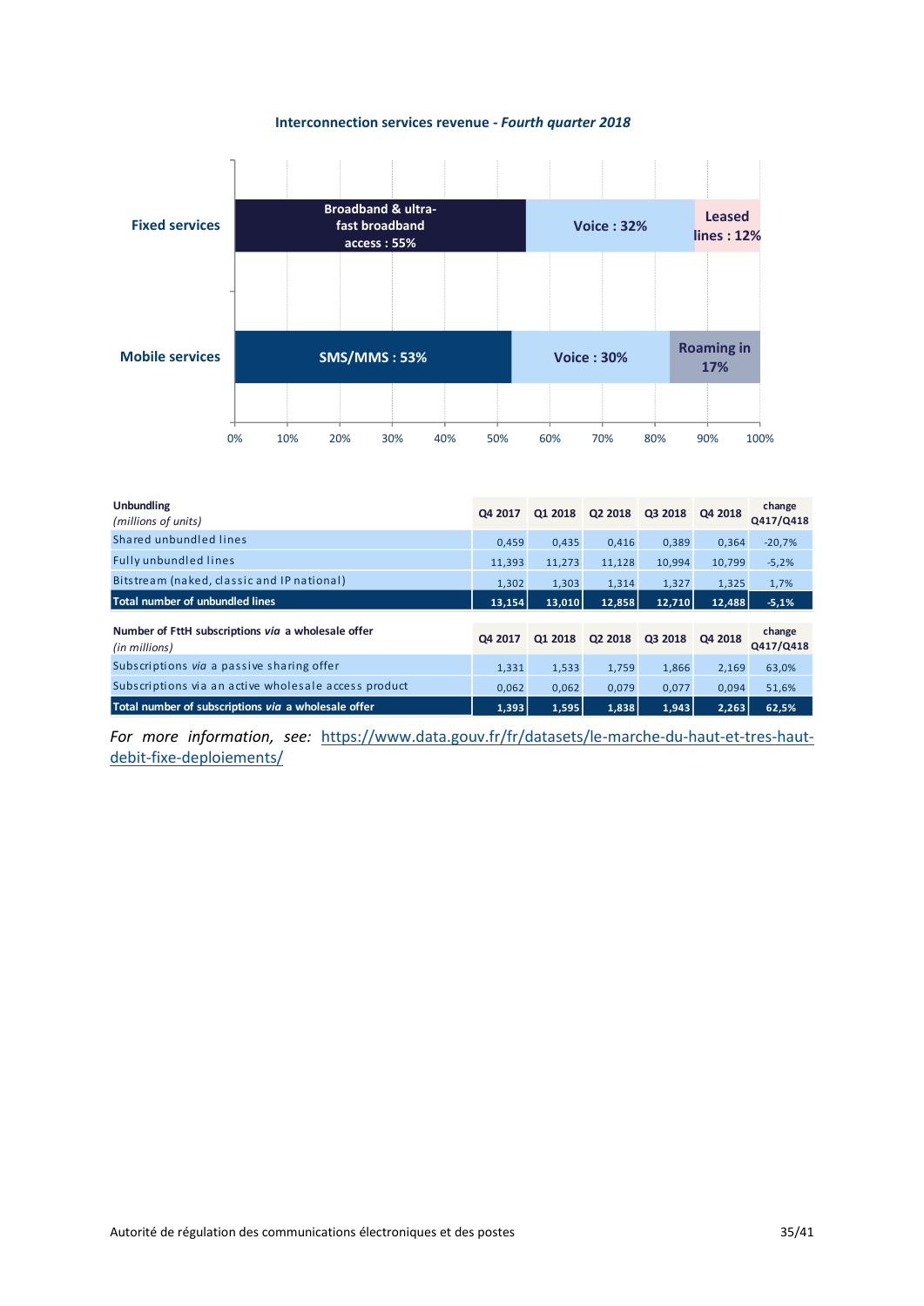**Interconnection services revenue - *Fourth quarter 2018***

| | | | |
|---|---|---|---|
| Fixed services | Broadband & ultra-fast broadband access : 55% | Voice : 32% | Leased lines : 12% |
| Mobile services | SMS/MMS : 53% | Voice : 30% | Roaming in 17% |

| Unbundling *(millions of units)* | Q4 2017 | Q1 2018 | Q2 2018 | Q3 2018 | Q4 2018 | change Q417/Q418 |
|---|---|---|---|---|---|---|
| Shared unbundled lines | 0,459 | 0,435 | 0,416 | 0,389 | 0,364 | -20,7% |
| Fully unbundled lines | 11,393 | 11,273 | 11,128 | 10,994 | 10,799 | -5,2% |
| Bitstream (naked, classic and IP national) | 1,302 | 1,303 | 1,314 | 1,327 | 1,325 | 1,7% |
| **Total number of unbundled lines** | **13,154** | **13,010** | **12,858** | **12,710** | **12,488** | **-5,1%** |

| Number of FttH subscriptions *via* a wholesale offer *(in millions)* | Q4 2017 | Q1 2018 | Q2 2018 | Q3 2018 | Q4 2018 | change Q417/Q418 |
|---|---|---|---|---|---|---|
| Subscriptions *via* a passive sharing offer | 1,331 | 1,533 | 1,759 | 1,866 | 2,169 | 63,0% |
| Subscriptions via an active wholesale access product | 0,062 | 0,062 | 0,079 | 0,077 | 0,094 | 51,6% |
| **Total number of subscriptions *via* a wholesale offer** | **1,393** | **1,595** | **1,838** | **1,943** | **2,263** | **62,5%** |

*For more information, see:* https://www.data.gouv.fr/fr/datasets/le-marche-du-haut-et-tres-haut-debit-fixe-deploiements/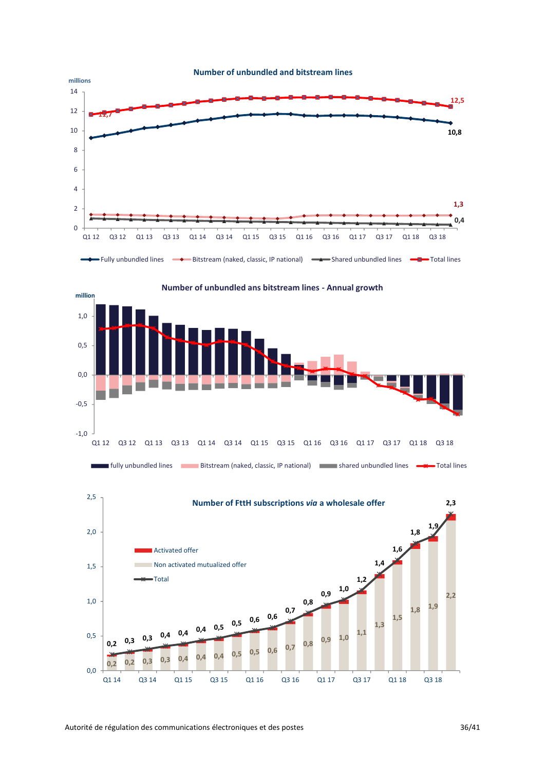### Number of unbundled and bitstream lines

millions

| | Q1 12 | Latest (Q4 18) |
|---|---|---|
| Fully unbundled lines | | 10,8 |
| Bitstream (naked, classic, IP national) | | 1,3 |
| Shared unbundled lines | | 0,4 |
| Total lines | 11,7 | 12,5 |

### Number of unbundled ans bitstream lines - Annual growth

million

Legend: fully unbundled lines; Bitstream (naked, classic, IP national); shared unbundled lines; Total lines

### Number of FttH subscriptions *via* a wholesale offer

Legend: Activated offer; Non activated mutualized offer; Total

| | Q1 14 | Q2 14 | Q3 14 | Q4 14 | Q1 15 | Q2 15 | Q3 15 | Q4 15 | Q1 16 | Q2 16 | Q3 16 | Q4 16 | Q1 17 | Q2 17 | Q3 17 | Q4 17 | Q1 18 | Q2 18 | Q3 18 | Q4 18 |
|---|---|---|---|---|---|---|---|---|---|---|---|---|---|---|---|---|---|---|---|---|
| Non activated mutualized offer | 0,2 | 0,2 | 0,3 | 0,3 | 0,4 | 0,4 | 0,4 | 0,5 | 0,5 | 0,6 | 0,7 | 0,8 | 0,9 | 1,0 | 1,1 | 1,3 | 1,5 | 1,8 | 1,9 | 2,2 |
| Total | 0,2 | 0,3 | 0,3 | 0,4 | 0,4 | 0,4 | 0,5 | 0,5 | 0,6 | 0,6 | 0,7 | 0,8 | 0,9 | 1,0 | 1,2 | 1,4 | 1,6 | 1,8 | 1,9 | 2,3 |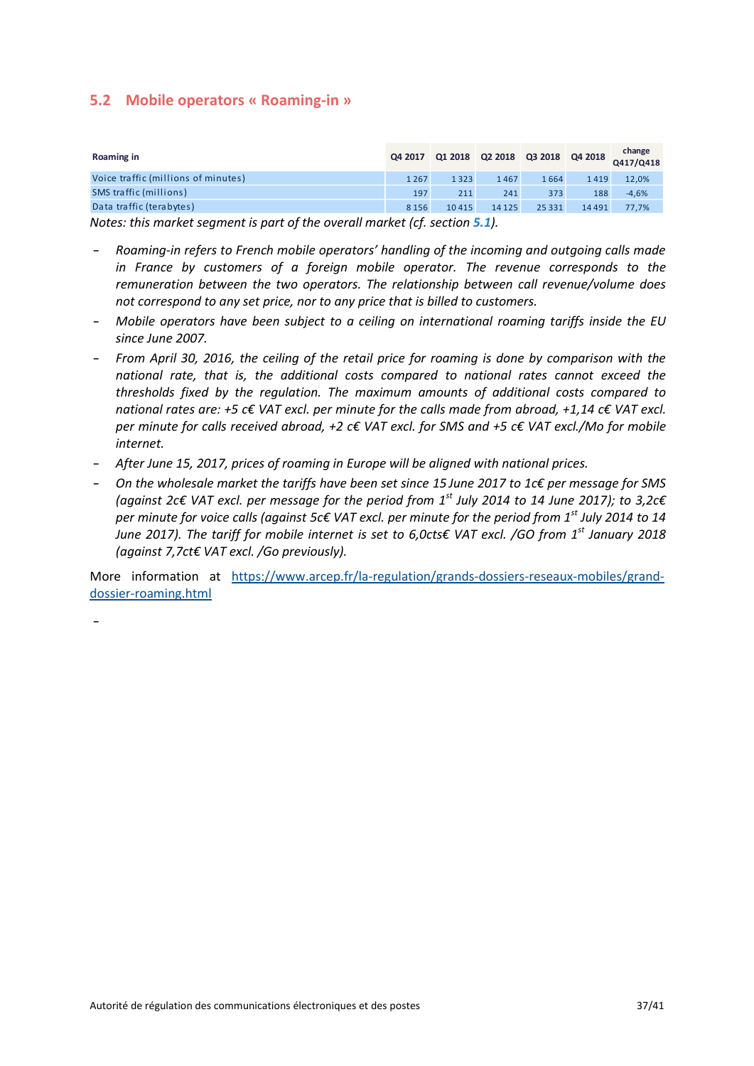## 5.2 Mobile operators « Roaming-in »

| Roaming in | Q4 2017 | Q1 2018 | Q2 2018 | Q3 2018 | Q4 2018 | change Q417/Q418 |
|---|---|---|---|---|---|---|
| Voice traffic (millions of minutes) | 1 267 | 1 323 | 1 467 | 1 664 | 1 419 | 12,0% |
| SMS traffic (millions) | 197 | 211 | 241 | 373 | 188 | -4,6% |
| Data traffic (terabytes) | 8 156 | 10 415 | 14 125 | 25 331 | 14 491 | 77,7% |

*Notes: this market segment is part of the overall market (cf. section 5.1).*

- *Roaming-in refers to French mobile operators' handling of the incoming and outgoing calls made in France by customers of a foreign mobile operator. The revenue corresponds to the remuneration between the two operators. The relationship between call revenue/volume does not correspond to any set price, nor to any price that is billed to customers.*
- *Mobile operators have been subject to a ceiling on international roaming tariffs inside the EU since June 2007.*
- *From April 30, 2016, the ceiling of the retail price for roaming is done by comparison with the national rate, that is, the additional costs compared to national rates cannot exceed the thresholds fixed by the regulation. The maximum amounts of additional costs compared to national rates are: +5 c€ VAT excl. per minute for the calls made from abroad, +1,14 c€ VAT excl. per minute for calls received abroad, +2 c€ VAT excl. for SMS and +5 c€ VAT excl./Mo for mobile internet.*
- *After June 15, 2017, prices of roaming in Europe will be aligned with national prices.*
- *On the wholesale market the tariffs have been set since 15 June 2017 to 1c€ per message for SMS (against 2c€ VAT excl. per message for the period from 1st July 2014 to 14 June 2017); to 3,2c€ per minute for voice calls (against 5c€ VAT excl. per minute for the period from 1st July 2014 to 14 June 2017). The tariff for mobile internet is set to 6,0cts€ VAT excl. /GO from 1st January 2018 (against 7,7ct€ VAT excl. /Go previously).*

More information at https://www.arcep.fr/la-regulation/grands-dossiers-reseaux-mobiles/grand-dossier-roaming.html

-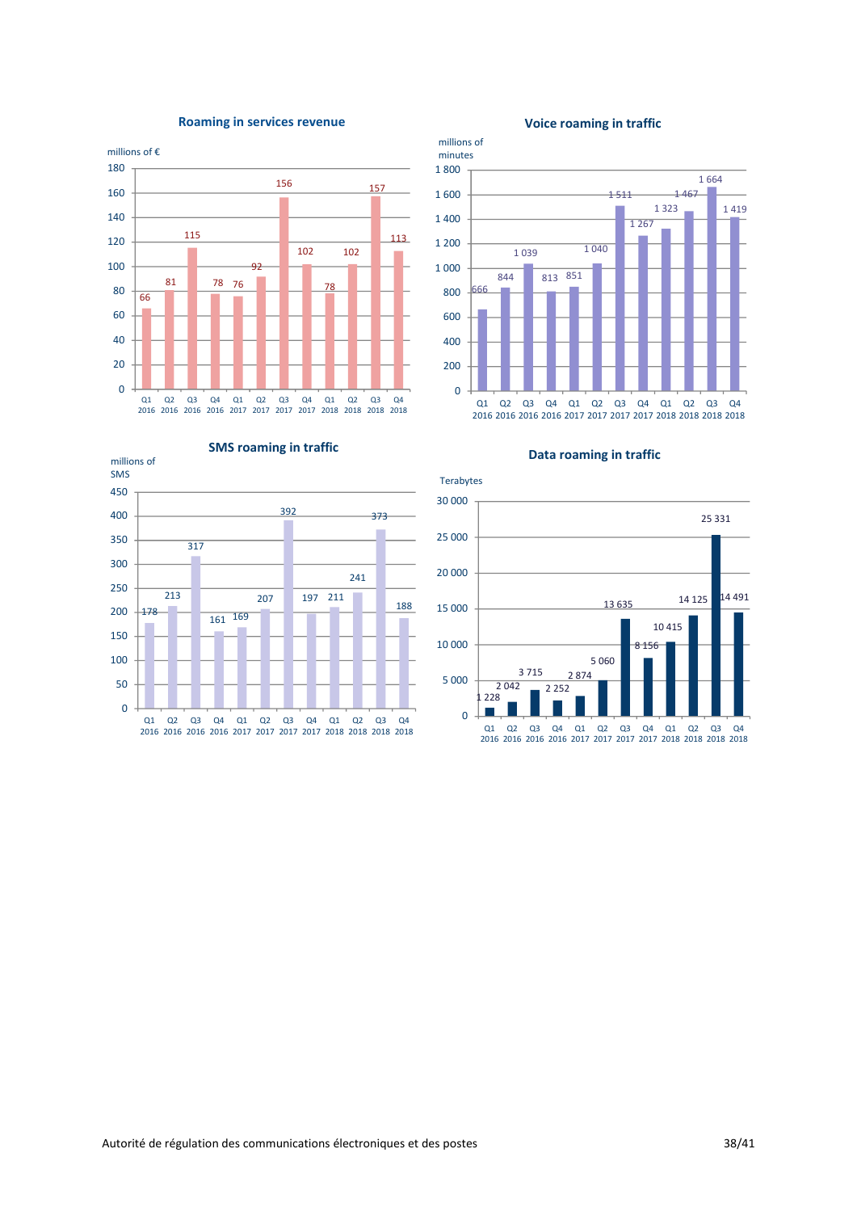## Roaming in services revenue

millions of €

| Quarter | Q1 2016 | Q2 2016 | Q3 2016 | Q4 2016 | Q1 2017 | Q2 2017 | Q3 2017 | Q4 2017 | Q1 2018 | Q2 2018 | Q3 2018 | Q4 2018 |
|---|---|---|---|---|---|---|---|---|---|---|---|---|
| Revenue | 66 | 81 | 115 | 78 | 76 | 92 | 156 | 102 | 78 | 102 | 157 | 113 |

## Voice roaming in traffic

millions of minutes

| Quarter | Q1 2016 | Q2 2016 | Q3 2016 | Q4 2016 | Q1 2017 | Q2 2017 | Q3 2017 | Q4 2017 | Q1 2018 | Q2 2018 | Q3 2018 | Q4 2018 |
|---|---|---|---|---|---|---|---|---|---|---|---|---|
| Traffic | 666 | 844 | 1 039 | 813 | 851 | 1 040 | 1 511 | 1 267 | 1 323 | 1 467 | 1 664 | 1 419 |

## SMS roaming in traffic

millions of SMS

| Quarter | Q1 2016 | Q2 2016 | Q3 2016 | Q4 2016 | Q1 2017 | Q2 2017 | Q3 2017 | Q4 2017 | Q1 2018 | Q2 2018 | Q3 2018 | Q4 2018 |
|---|---|---|---|---|---|---|---|---|---|---|---|---|
| Traffic | 178 | 213 | 317 | 161 | 169 | 207 | 392 | 197 | 211 | 241 | 373 | 188 |

## Data roaming in traffic

Terabytes

| Quarter | Q1 2016 | Q2 2016 | Q3 2016 | Q4 2016 | Q1 2017 | Q2 2017 | Q3 2017 | Q4 2017 | Q1 2018 | Q2 2018 | Q3 2018 | Q4 2018 |
|---|---|---|---|---|---|---|---|---|---|---|---|---|
| Traffic | 1 228 | 2 042 | 3 715 | 2 252 | 2 874 | 5 060 | 13 635 | 8 156 | 10 415 | 14 125 | 25 331 | 14 491 |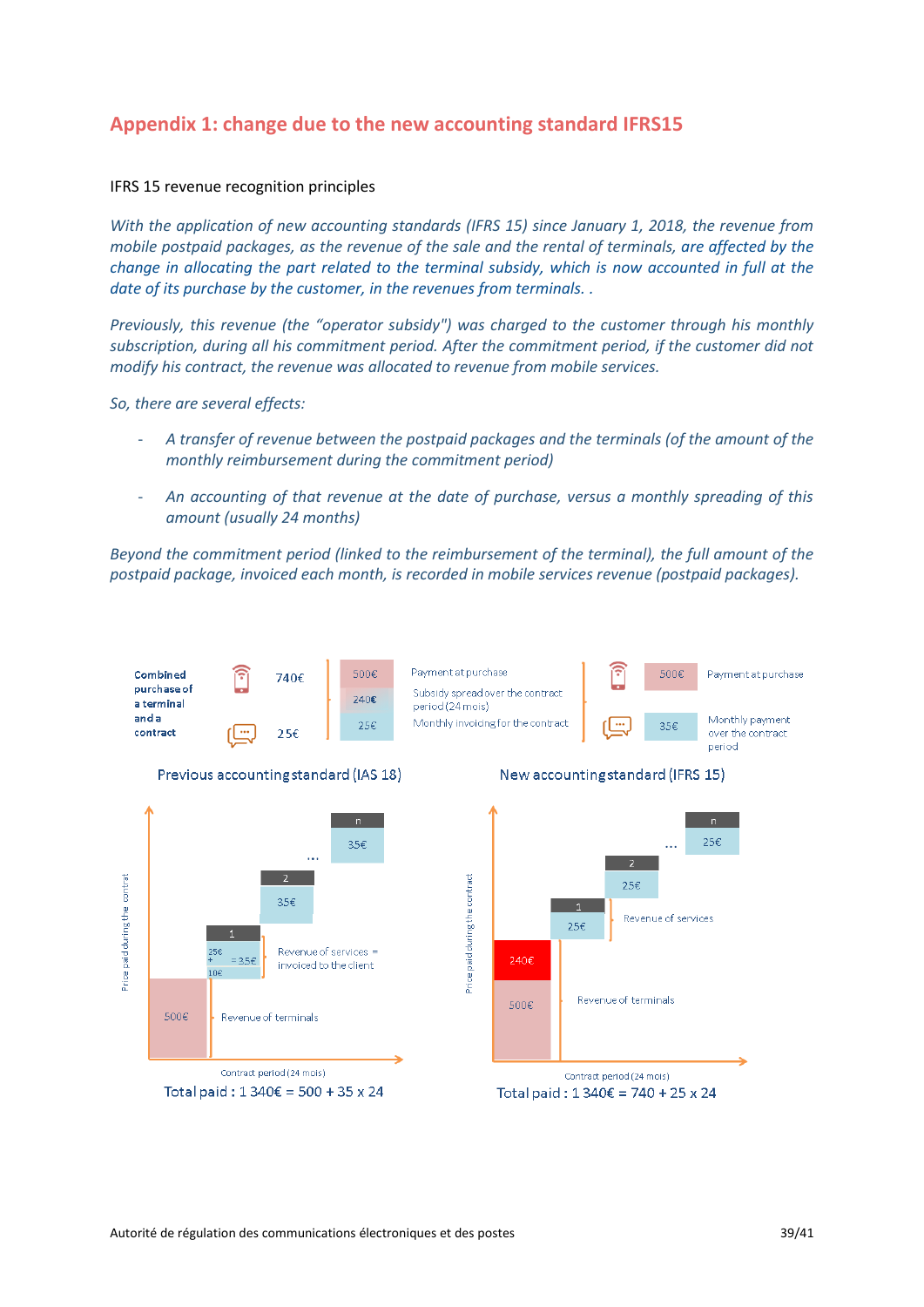## Appendix 1: change due to the new accounting standard IFRS15

IFRS 15 revenue recognition principles

*With the application of new accounting standards (IFRS 15) since January 1, 2018, the revenue from mobile postpaid packages, as the revenue of the sale and the rental of terminals, are affected by the change in allocating the part related to the terminal subsidy, which is now accounted in full at the date of its purchase by the customer, in the revenues from terminals. .*

*Previously, this revenue (the "operator subsidy") was charged to the customer through his monthly subscription, during all his commitment period. After the commitment period, if the customer did not modify his contract, the revenue was allocated to revenue from mobile services.*

*So, there are several effects:*

- *A transfer of revenue between the postpaid packages and the terminals (of the amount of the monthly reimbursement during the commitment period)*
- *An accounting of that revenue at the date of purchase, versus a monthly spreading of this amount (usually 24 months)*

*Beyond the commitment period (linked to the reimbursement of the terminal), the full amount of the postpaid package, invoiced each month, is recorded in mobile services revenue (postpaid packages).*

Combined purchase of a terminal and a contract: 740€ / 25€

| Previous accounting standard (IAS 18) | | New accounting standard (IFRS 15) | |
|---|---|---|---|
| 500€ | Payment at purchase | 500€ | Payment at purchase |
| 240€ | Subsidy spread over the contract period (24 mois) | | |
| 25€ | Monthly invoicing for the contract | 35€ | Monthly payment over the contract period |

**Previous accounting standard (IAS 18)**

- 500€ — Revenue of terminals
- Month 1: 25€ + 10€ = 35€ — Revenue of services = invoiced to the client
- Month 2: 35€ … Month n: 35€

Price paid during the contrat / Contract period (24 mois)

Total paid : 1 340€ = 500 + 35 x 24

**New accounting standard (IFRS 15)**

- 500€ + 240€ — Revenue of terminals
- Month 1: 25€, Month 2: 25€ … Month n: 25€ — Revenue of services

Price paid during the contract / Contract period (24 mois)

Total paid : 1 340€ = 740 + 25 x 24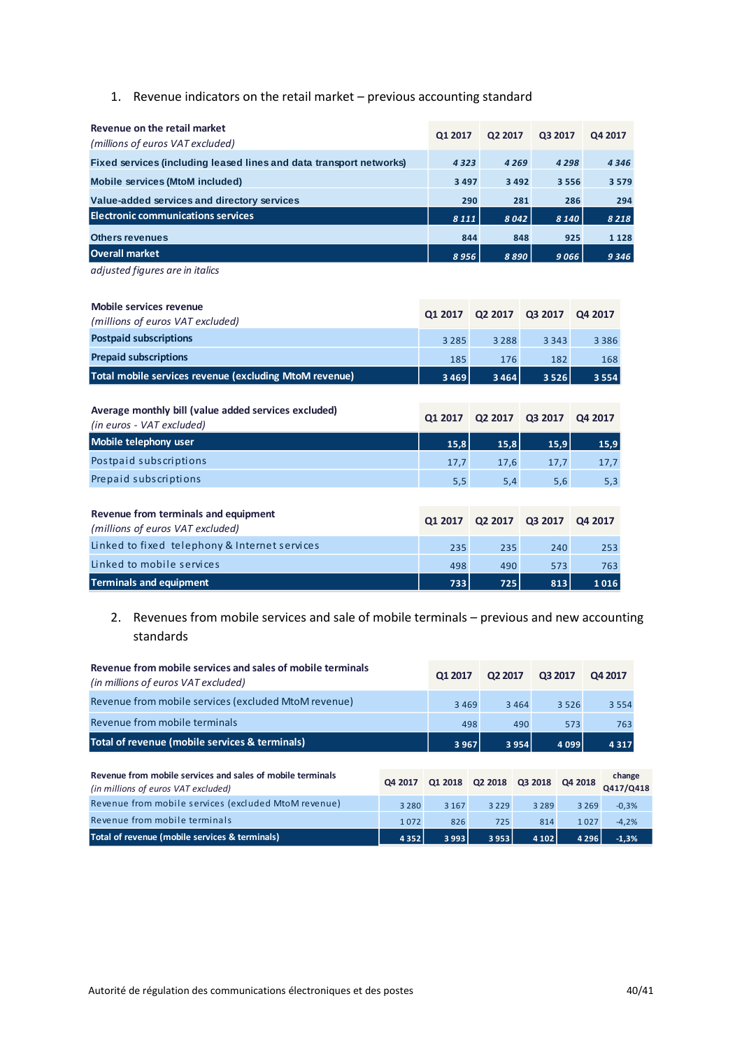1. Revenue indicators on the retail market – previous accounting standard

| Revenue on the retail market *(millions of euros VAT excluded)* | Q1 2017 | Q2 2017 | Q3 2017 | Q4 2017 |
|---|---|---|---|---|
| **Fixed services (including leased lines and data transport networks)** | *4 323* | *4 269* | *4 298* | *4 346* |
| **Mobile services (MtoM included)** | 3 497 | 3 492 | 3 556 | 3 579 |
| **Value-added services and directory services** | 290 | 281 | 286 | 294 |
| **Electronic communications services** | *8 111* | *8 042* | *8 140* | *8 218* |
| **Others revenues** | 844 | 848 | 925 | 1 128 |
| **Overall market** | *8 956* | *8 890* | *9 066* | *9 346* |

*adjusted figures are in italics*

| Mobile services revenue *(millions of euros VAT excluded)* | Q1 2017 | Q2 2017 | Q3 2017 | Q4 2017 |
|---|---|---|---|---|
| **Postpaid subscriptions** | 3 285 | 3 288 | 3 343 | 3 386 |
| **Prepaid subscriptions** | 185 | 176 | 182 | 168 |
| **Total mobile services revenue (excluding MtoM revenue)** | 3 469 | 3 464 | 3 526 | 3 554 |

| Average monthly bill (value added services excluded) *(in euros - VAT excluded)* | Q1 2017 | Q2 2017 | Q3 2017 | Q4 2017 |
|---|---|---|---|---|
| **Mobile telephony user** | 15,8 | 15,8 | 15,9 | 15,9 |
| Postpaid subscriptions | 17,7 | 17,6 | 17,7 | 17,7 |
| Prepaid subscriptions | 5,5 | 5,4 | 5,6 | 5,3 |

| Revenue from terminals and equipment *(millions of euros VAT excluded)* | Q1 2017 | Q2 2017 | Q3 2017 | Q4 2017 |
|---|---|---|---|---|
| Linked to fixed telephony & Internet services | 235 | 235 | 240 | 253 |
| Linked to mobile services | 498 | 490 | 573 | 763 |
| **Terminals and equipment** | 733 | 725 | 813 | 1 016 |

2. Revenues from mobile services and sale of mobile terminals – previous and new accounting standards

| Revenue from mobile services and sales of mobile terminals *(in millions of euros VAT excluded)* | Q1 2017 | Q2 2017 | Q3 2017 | Q4 2017 |
|---|---|---|---|---|
| Revenue from mobile services (excluded MtoM revenue) | 3 469 | 3 464 | 3 526 | 3 554 |
| Revenue from mobile terminals | 498 | 490 | 573 | 763 |
| **Total of revenue (mobile services & terminals)** | 3 967 | 3 954 | 4 099 | 4 317 |

| Revenue from mobile services and sales of mobile terminals *(in millions of euros VAT excluded)* | Q4 2017 | Q1 2018 | Q2 2018 | Q3 2018 | Q4 2018 | change Q417/Q418 |
|---|---|---|---|---|---|---|
| Revenue from mobile services (excluded MtoM revenue) | 3 280 | 3 167 | 3 229 | 3 289 | 3 269 | -0,3% |
| Revenue from mobile terminals | 1 072 | 826 | 725 | 814 | 1 027 | -4,2% |
| **Total of revenue (mobile services & terminals)** | 4 352 | 3 993 | 3 953 | 4 102 | 4 296 | -1,3% |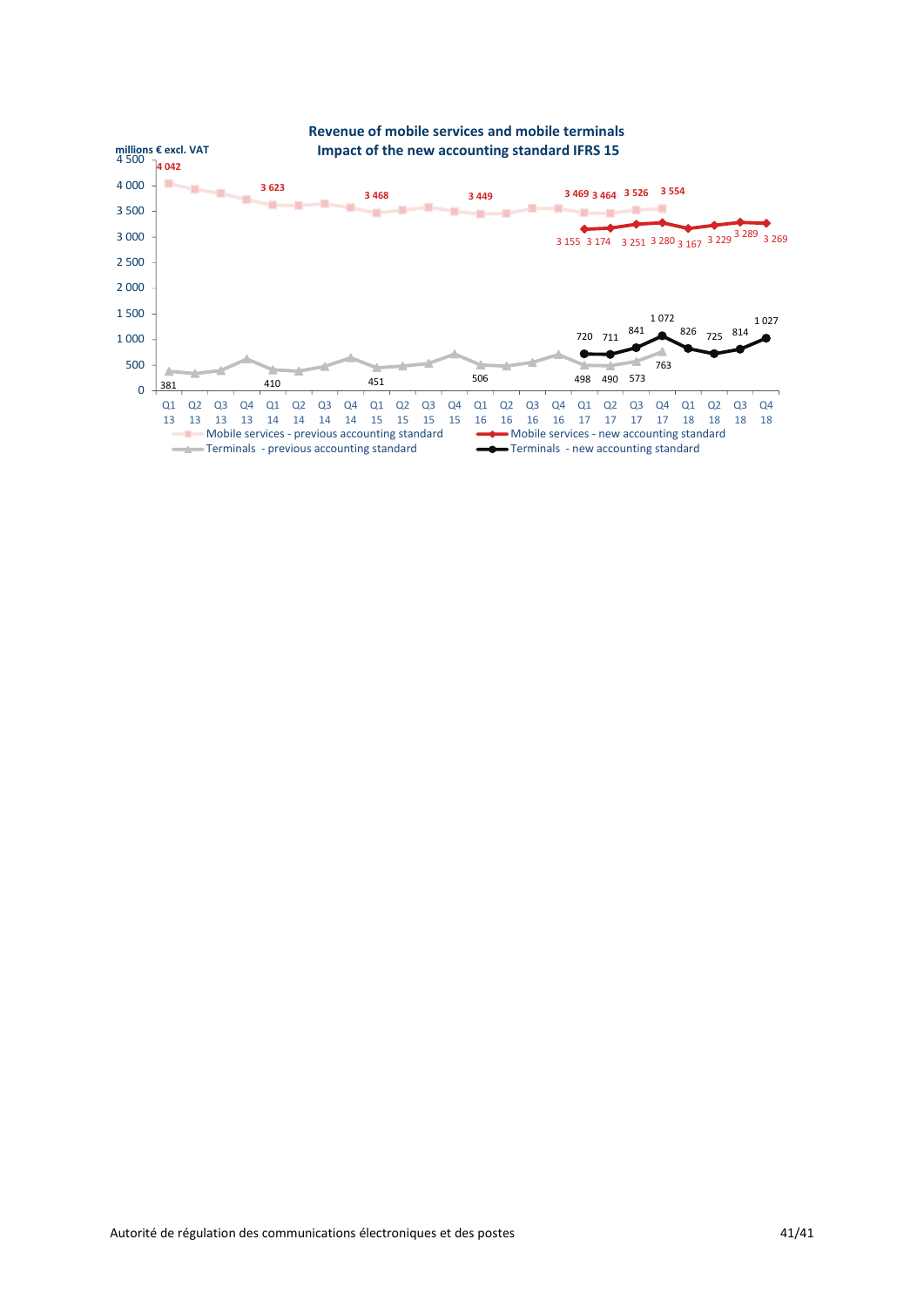**Revenue of mobile services and mobile terminals**
**Impact of the new accounting standard IFRS 15**

millions € excl. VAT

4 500
4 000
3 500
3 000
2 500
2 000
1 500
1 000
500
0

4 042
3 623
3 468
3 449
3 469 3 464
3 526
3 554

3 155 3 174 3 251 3 280 3 167 3 229 3 289 3 269

720 711 841 1 072 826 725 814 1 027

381 410 451 506 498 490 573 763

Q1 13 Q2 13 Q3 13 Q4 13 Q1 14 Q2 14 Q3 14 Q4 14 Q1 15 Q2 15 Q3 15 Q4 15 Q1 16 Q2 16 Q3 16 Q4 16 Q1 17 Q2 17 Q3 17 Q4 17 Q1 18 Q2 18 Q3 18 Q4 18

Mobile services - previous accounting standard
Mobile services - new accounting standard
Terminals - previous accounting standard
Terminals - new accounting standard